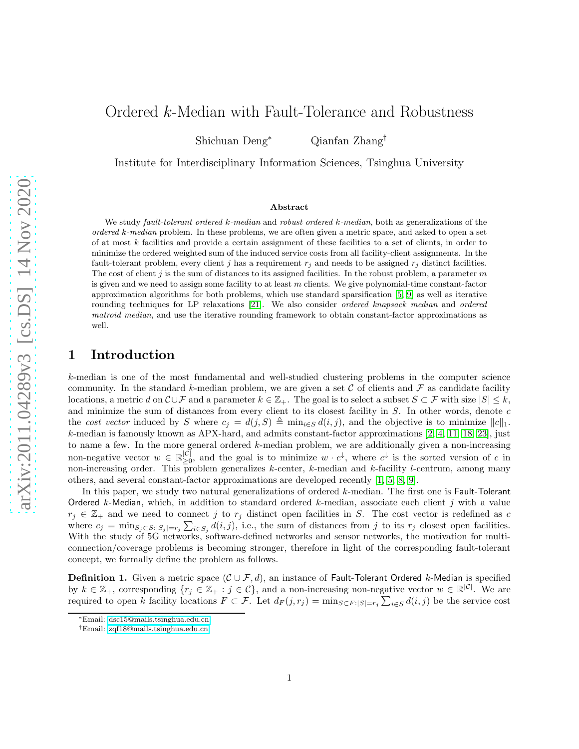# Ordered $k$-Median with Fault-Tolerance and Robustness

Shichuan Deng* Qianfan Zhang†

Institute for Interdisciplinary Information Sciences, Tsinghua University

### Abstract

We study *fault-tolerant ordered $k$-median* and *robust ordered $k$-median*, both as generalizations of the *ordered $k$-median* problem. In these problems, we are often given a metric space, and asked to open a set of at most $k$ facilities and provide a certain assignment of these facilities to a set of clients, in order to minimize the ordered weighted sum of the induced service costs from all facility-client assignments. In the fault-tolerant problem, every client $j$ has a requirement $r_j$ and needs to be assigned $r_j$ distinct facilities. The cost of client $j$ is the sum of distances to its assigned facilities. In the robust problem, a parameter $m$ is given and we need to assign some facility to at least $m$ clients. We give polynomial-time constant-factor approximation algorithms for both problems, which use standard sparsification [5, 9] as well as iterative rounding techniques for LP relaxations [21]. We also consider *ordered knapsack median* and *ordered matroid median*, and use the iterative rounding framework to obtain constant-factor approximations as well.

## 1 Introduction

$k$-median is one of the most fundamental and well-studied clustering problems in the computer science community. In the standard $k$-median problem, we are given a set $\mathcal{C}$ of clients and $\mathcal{F}$ as candidate facility locations, a metric $d$ on $\mathcal{C} \cup \mathcal{F}$ and a parameter $k \in \mathbb{Z}_+$. The goal is to select a subset $S \subset \mathcal{F}$ with size $|S| \leq k$, and minimize the sum of distances from every client to its closest facility in $S$. In other words, denote $c$ the *cost vector* induced by $S$ where $c_j = d(j, S) \triangleq \min_{i \in S} d(i, j)$, and the objective is to minimize $\|c\|_1$. $k$-median is famously known as APX-hard, and admits constant-factor approximations [2, 4, 11, 18, 23], just to name a few. In the more general ordered $k$-median problem, we are additionally given a non-increasing non-negative vector $w \in \mathbb{R}^{|\mathcal{C}|}_{\geq 0}$, and the goal is to minimize $w \cdot c^{\downarrow}$, where $c^{\downarrow}$ is the sorted version of $c$ in non-increasing order. This problem generalizes $k$-center, $k$-median and $k$-facility $l$-centrum, among many others, and several constant-factor approximations are developed recently [1, 5, 8, 9].

In this paper, we study two natural generalizations of ordered $k$-median. The first one is Fault-Tolerant Ordered $k$-Median, which, in addition to standard ordered $k$-median, associate each client $j$ with a value $r_j \in \mathbb{Z}_+$ and we need to connect $j$ to $r_j$ distinct open facilities in $S$. The cost vector is redefined as $c$ where $c_j = \min_{S_j \subset S : |S_j| = r_j} \sum_{i \in S_j} d(i, j)$, i.e., the sum of distances from $j$ to its $r_j$ closest open facilities. With the study of 5G networks, software-defined networks and sensor networks, the motivation for multi-connection/coverage problems is becoming stronger, therefore in light of the corresponding fault-tolerant concept, we formally define the problem as follows.

**Definition 1.** Given a metric space $(\mathcal{C} \cup \mathcal{F}, d)$, an instance of Fault-Tolerant Ordered $k$-Median is specified by $k \in \mathbb{Z}_+$, corresponding $\{r_j \in \mathbb{Z}_+ : j \in \mathcal{C}\}$, and a non-increasing non-negative vector $w \in \mathbb{R}^{|\mathcal{C}|}$. We are required to open $k$ facility locations $F \subset \mathcal{F}$. Let $d_F(j, r_j) = \min_{S \subset F : |S| = r_j} \sum_{i \in S} d(i, j)$ be the service cost

*Email: dsc15@mails.tsinghua.edu.cn

†Email: zqf18@mails.tsinghua.edu.cn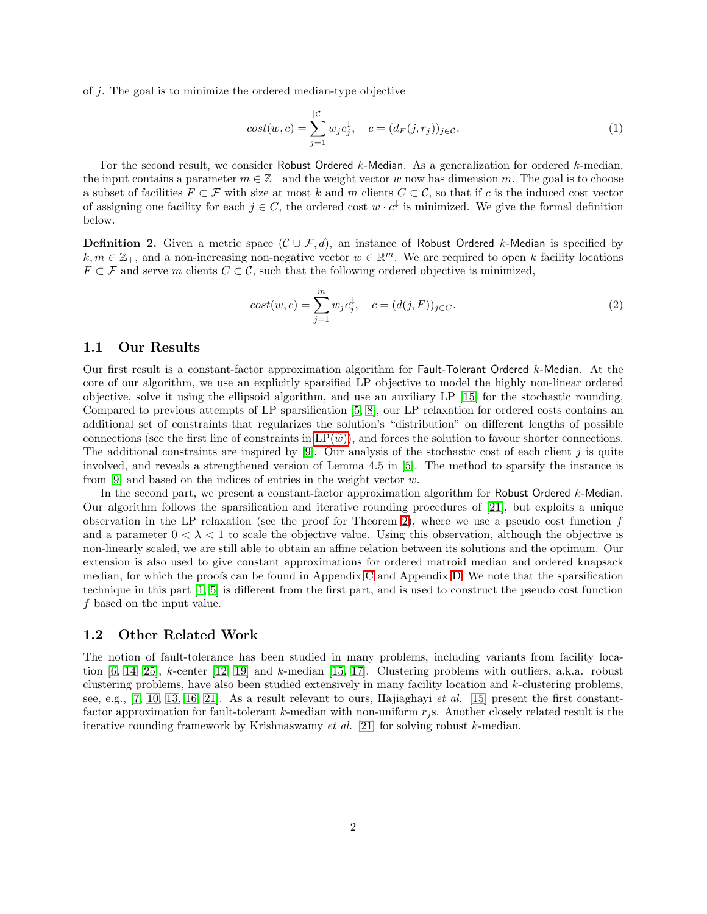of $j$. The goal is to minimize the ordered median-type objective

$$cost(w,c) = \sum_{j=1}^{|\mathcal{C}|} w_j c_j^{\downarrow}, \quad c = (d_F(j, r_j))_{j \in \mathcal{C}}. \tag{1}$$

For the second result, we consider Robust Ordered $k$-Median. As a generalization for ordered $k$-median, the input contains a parameter $m \in \mathbb{Z}_+$ and the weight vector $w$ now has dimension $m$. The goal is to choose a subset of facilities $F \subset \mathcal{F}$ with size at most $k$ and $m$ clients $C \subset \mathcal{C}$, so that if $c$ is the induced cost vector of assigning one facility for each $j \in C$, the ordered cost $w \cdot c^{\downarrow}$ is minimized. We give the formal definition below.

**Definition 2.** Given a metric space $(\mathcal{C} \cup \mathcal{F}, d)$, an instance of Robust Ordered $k$-Median is specified by $k, m \in \mathbb{Z}_+$, and a non-increasing non-negative vector $w \in \mathbb{R}^m$. We are required to open $k$ facility locations $F \subset \mathcal{F}$ and serve $m$ clients $C \subset \mathcal{C}$, such that the following ordered objective is minimized,

$$cost(w,c) = \sum_{j=1}^{m} w_j c_j^{\downarrow}, \quad c = (d(j, F))_{j \in C}. \tag{2}$$

## 1.1 Our Results

Our first result is a constant-factor approximation algorithm for Fault-Tolerant Ordered $k$-Median. At the core of our algorithm, we use an explicitly sparsified LP objective to model the highly non-linear ordered objective, solve it using the ellipsoid algorithm, and use an auxiliary LP [15] for the stochastic rounding. Compared to previous attempts of LP sparsification [5, 8], our LP relaxation for ordered costs contains an additional set of constraints that regularizes the solution's "distribution" on different lengths of possible connections (see the first line of constraints in LP($\widetilde{w}$)), and forces the solution to favour shorter connections. The additional constraints are inspired by [9]. Our analysis of the stochastic cost of each client $j$ is quite involved, and reveals a strengthened version of Lemma 4.5 in [5]. The method to sparsify the instance is from [9] and based on the indices of entries in the weight vector $w$.

In the second part, we present a constant-factor approximation algorithm for Robust Ordered $k$-Median. Our algorithm follows the sparsification and iterative rounding procedures of [21], but exploits a unique observation in the LP relaxation (see the proof for Theorem 2), where we use a pseudo cost function $f$ and a parameter $0 < \lambda < 1$ to scale the objective value. Using this observation, although the objective is non-linearly scaled, we are still able to obtain an affine relation between its solutions and the optimum. Our extension is also used to give constant approximations for ordered matroid median and ordered knapsack median, for which the proofs can be found in Appendix C and Appendix D. We note that the sparsification technique in this part [1, 5] is different from the first part, and is used to construct the pseudo cost function $f$ based on the input value.

## 1.2 Other Related Work

The notion of fault-tolerance has been studied in many problems, including variants from facility location [6, 14, 25], $k$-center [12, 19] and $k$-median [15, 17]. Clustering problems with outliers, a.k.a. robust clustering problems, have also been studied extensively in many facility location and $k$-clustering problems, see, e.g., [7, 10, 13, 16, 21]. As a result relevant to ours, Hajiaghayi *et al.* [15] present the first constant-factor approximation for fault-tolerant $k$-median with non-uniform $r_j$s. Another closely related result is the iterative rounding framework by Krishnaswamy *et al.* [21] for solving robust $k$-median.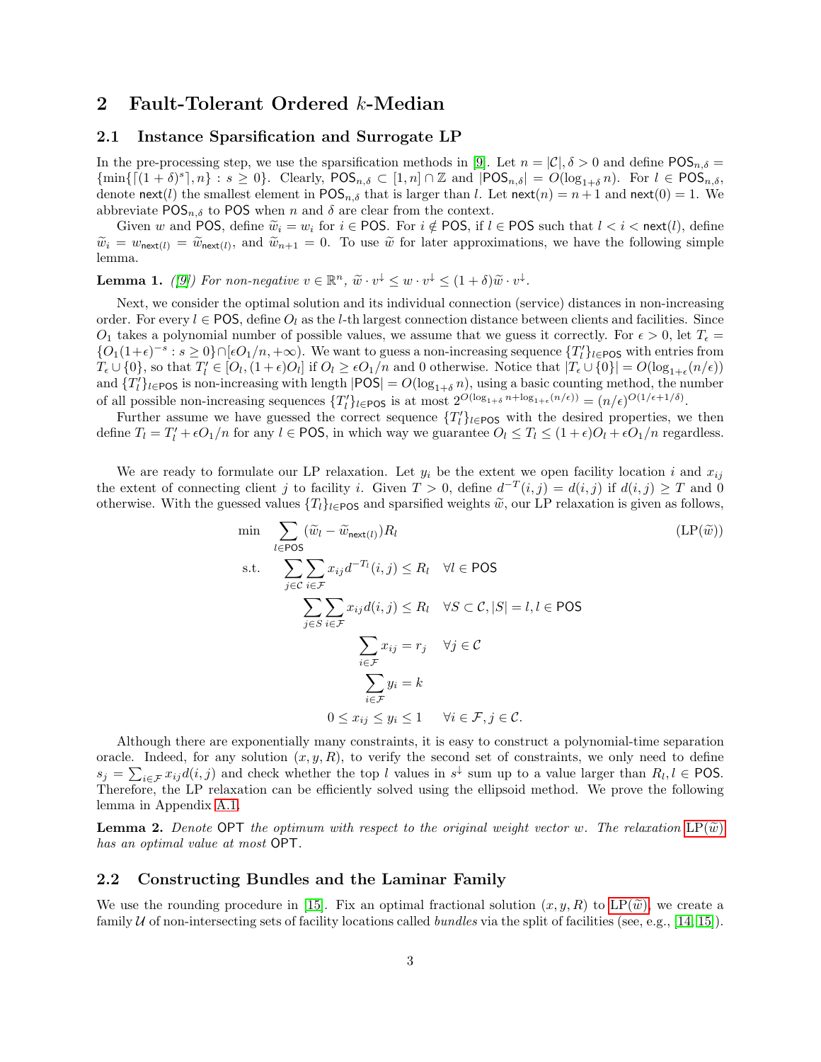## 2 Fault-Tolerant Ordered $k$-Median

### 2.1 Instance Sparsification and Surrogate LP

In the pre-processing step, we use the sparsification methods in [9]. Let $n = |\mathcal{C}|, \delta > 0$ and define $\mathsf{POS}_{n,\delta} = \{\min\{\lceil (1+\delta)^s \rceil, n\} : s \geq 0\}$. Clearly, $\mathsf{POS}_{n,\delta} \subset [1, n] \cap \mathbb{Z}$ and $|\mathsf{POS}_{n,\delta}| = O(\log_{1+\delta} n)$. For $l \in \mathsf{POS}_{n,\delta}$, denote $\mathsf{next}(l)$ the smallest element in $\mathsf{POS}_{n,\delta}$ that is larger than $l$. Let $\mathsf{next}(n) = n+1$ and $\mathsf{next}(0) = 1$. We abbreviate $\mathsf{POS}_{n,\delta}$ to $\mathsf{POS}$ when $n$ and $\delta$ are clear from the context.

Given $w$ and $\mathsf{POS}$, define $\widetilde{w}_i = w_i$ for $i \in \mathsf{POS}$. For $i \notin \mathsf{POS}$, if $l \in \mathsf{POS}$ such that $l < i < \mathsf{next}(l)$, define $\widetilde{w}_i = w_{\mathsf{next}(l)} = \widetilde{w}_{\mathsf{next}(l)}$, and $\widetilde{w}_{n+1} = 0$. To use $\widetilde{w}$ for later approximations, we have the following simple lemma.

**Lemma 1.** *([9]) For non-negative $v \in \mathbb{R}^n$, $\widetilde{w} \cdot v^{\downarrow} \leq w \cdot v^{\downarrow} \leq (1+\delta)\widetilde{w} \cdot v^{\downarrow}$.*

Next, we consider the optimal solution and its individual connection (service) distances in non-increasing order. For every $l \in \mathsf{POS}$, define $O_l$ as the $l$-th largest connection distance between clients and facilities. Since $O_1$ takes a polynomial number of possible values, we assume that we guess it correctly. For $\epsilon > 0$, let $T_\epsilon = \{O_1(1+\epsilon)^{-s} : s \geq 0\} \cap [\epsilon O_1/n, +\infty)$. We want to guess a non-increasing sequence $\{T'_l\}_{l\in\mathsf{POS}}$ with entries from $T_\epsilon \cup \{0\}$, so that $T'_l \in [O_l, (1+\epsilon)O_l]$ if $O_l \geq \epsilon O_1/n$ and 0 otherwise. Notice that $|T_\epsilon \cup \{0\}| = O(\log_{1+\epsilon}(n/\epsilon))$ and $\{T'_l\}_{l\in\mathsf{POS}}$ is non-increasing with length $|\mathsf{POS}| = O(\log_{1+\delta} n)$, using a basic counting method, the number of all possible non-increasing sequences $\{T'_l\}_{l\in\mathsf{POS}}$ is at most $2^{O(\log_{1+\delta} n + \log_{1+\epsilon}(n/\epsilon))} = (n/\epsilon)^{O(1/\epsilon + 1/\delta)}$.

Further assume we have guessed the correct sequence $\{T'_l\}_{l\in\mathsf{POS}}$ with the desired properties, we then define $T_l = T'_l + \epsilon O_1/n$ for any $l \in \mathsf{POS}$, in which way we guarantee $O_l \leq T_l \leq (1+\epsilon)O_l + \epsilon O_1/n$ regardless.

We are ready to formulate our LP relaxation. Let $y_i$ be the extent we open facility location $i$ and $x_{ij}$ the extent of connecting client $j$ to facility $i$. Given $T > 0$, define $d^{-T}(i,j) = d(i,j)$ if $d(i,j) \geq T$ and 0 otherwise. With the guessed values $\{T_l\}_{l\in\mathsf{POS}}$ and sparsified weights $\widetilde{w}$, our LP relaxation is given as follows,

$$
\begin{aligned}
\min \quad & \sum_{l\in\mathsf{POS}} (\widetilde{w}_l - \widetilde{w}_{\mathsf{next}(l)}) R_l & & (\mathrm{LP}(\widetilde{w}))\\
\text{s.t.} \quad & \sum_{j\in\mathcal{C}} \sum_{i\in\mathcal{F}} x_{ij} d^{-T_l}(i,j) \leq R_l & & \forall l \in \mathsf{POS}\\
& \sum_{j\in S} \sum_{i\in\mathcal{F}} x_{ij} d(i,j) \leq R_l & & \forall S \subset \mathcal{C}, |S| = l, l \in \mathsf{POS}\\
& \sum_{i\in\mathcal{F}} x_{ij} = r_j & & \forall j \in \mathcal{C}\\
& \sum_{i\in\mathcal{F}} y_i = k & & \\
& 0 \leq x_{ij} \leq y_i \leq 1 & & \forall i \in \mathcal{F}, j \in \mathcal{C}.
\end{aligned}
$$

Although there are exponentially many constraints, it is easy to construct a polynomial-time separation oracle. Indeed, for any solution $(x, y, R)$, to verify the second set of constraints, we only need to define $s_j = \sum_{i\in\mathcal{F}} x_{ij} d(i,j)$ and check whether the top $l$ values in $s^{\downarrow}$ sum up to a value larger than $R_l, l \in \mathsf{POS}$. Therefore, the LP relaxation can be efficiently solved using the ellipsoid method. We prove the following lemma in Appendix A.1.

**Lemma 2.** *Denote $\mathsf{OPT}$ the optimum with respect to the original weight vector $w$. The relaxation $\mathrm{LP}(\widetilde{w})$ has an optimal value at most $\mathsf{OPT}$.*

### 2.2 Constructing Bundles and the Laminar Family

We use the rounding procedure in [15]. Fix an optimal fractional solution $(x, y, R)$ to $\mathrm{LP}(\widetilde{w})$, we create a family $\mathcal{U}$ of non-intersecting sets of facility locations called *bundles* via the split of facilities (see, e.g., [14, 15]).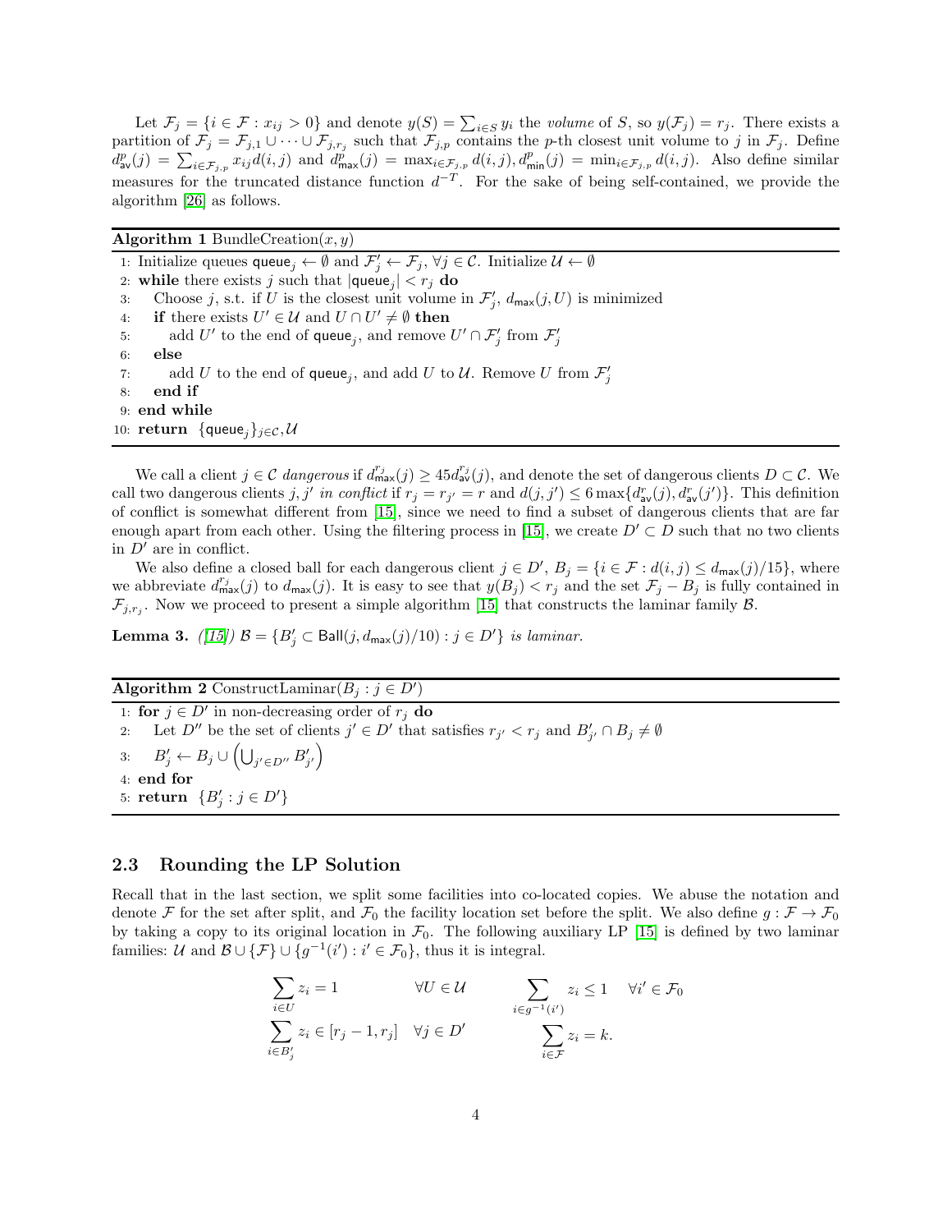Let $\mathcal{F}_j = \{i \in \mathcal{F} : x_{ij} > 0\}$ and denote $y(S) = \sum_{i \in S} y_i$ the *volume* of $S$, so $y(\mathcal{F}_j) = r_j$. There exists a partition of $\mathcal{F}_j = \mathcal{F}_{j,1} \cup \cdots \cup \mathcal{F}_{j,r_j}$ such that $\mathcal{F}_{j,p}$ contains the $p$-th closest unit volume to $j$ in $\mathcal{F}_j$. Define $d^p_{\mathsf{av}}(j) = \sum_{i \in \mathcal{F}_{j,p}} x_{ij} d(i,j)$ and $d^p_{\mathsf{max}}(j) = \max_{i \in \mathcal{F}_{j,p}} d(i,j), d^p_{\mathsf{min}}(j) = \min_{i \in \mathcal{F}_{j,p}} d(i,j)$. Also define similar measures for the truncated distance function $d^{-T}$. For the sake of being self-contained, we provide the algorithm [26] as follows.

**Algorithm 1** BundleCreation$(x, y)$

```
1: Initialize queues queue_j ← ∅ and F'_j ← F_j, ∀j ∈ C. Initialize U ← ∅
2: while there exists j such that |queue_j| < r_j do
3:    Choose j, s.t. if U is the closest unit volume in F'_j, d_max(j, U) is minimized
4:    if there exists U' ∈ U and U ∩ U' ≠ ∅ then
5:       add U' to the end of queue_j, and remove U' ∩ F'_j from F'_j
6:    else
7:       add U to the end of queue_j, and add U to U. Remove U from F'_j
8:    end if
9: end while
10: return {queue_j}_{j∈C}, U
```

We call a client $j \in \mathcal{C}$ *dangerous* if $d^{r_j}_{\mathsf{max}}(j) \geq 45 d^{r_j}_{\mathsf{av}}(j)$, and denote the set of dangerous clients $D \subset \mathcal{C}$. We call two dangerous clients $j, j'$ *in conflict* if $r_j = r_{j'} = r$ and $d(j,j') \leq 6 \max\{d^r_{\mathsf{av}}(j), d^r_{\mathsf{av}}(j')\}$. This definition of conflict is somewhat different from [15], since we need to find a subset of dangerous clients that are far enough apart from each other. Using the filtering process in [15], we create $D' \subset D$ such that no two clients in $D'$ are in conflict.

We also define a closed ball for each dangerous client $j \in D'$, $B_j = \{i \in \mathcal{F} : d(i,j) \leq d_{\mathsf{max}}(j)/15\}$, where we abbreviate $d^{r_j}_{\mathsf{max}}(j)$ to $d_{\mathsf{max}}(j)$. It is easy to see that $y(B_j) < r_j$ and the set $\mathcal{F}_j - B_j$ is fully contained in $\mathcal{F}_{j,r_j}$. Now we proceed to present a simple algorithm [15] that constructs the laminar family $\mathcal{B}$.

**Lemma 3.** *([15])* $\mathcal{B} = \{B'_j \subset \mathsf{Ball}(j, d_{\mathsf{max}}(j)/10) : j \in D'\}$ *is laminar.*

**Algorithm 2** ConstructLaminar$(B_j : j \in D')$

```
1: for j ∈ D' in non-decreasing order of r_j do
2:    Let D'' be the set of clients j' ∈ D' that satisfies r_{j'} < r_j and B'_{j'} ∩ B_j ≠ ∅
3:    B'_j ← B_j ∪ (⋃_{j'∈D''} B'_{j'})
4: end for
5: return {B'_j : j ∈ D'}
```

## 2.3 Rounding the LP Solution

Recall that in the last section, we split some facilities into co-located copies. We abuse the notation and denote $\mathcal{F}$ for the set after split, and $\mathcal{F}_0$ the facility location set before the split. We also define $g : \mathcal{F} \to \mathcal{F}_0$ by taking a copy to its original location in $\mathcal{F}_0$. The following auxiliary LP [15] is defined by two laminar families: $\mathcal{U}$ and $\mathcal{B} \cup \{\mathcal{F}\} \cup \{g^{-1}(i') : i' \in \mathcal{F}_0\}$, thus it is integral.

$$
\begin{aligned}
&\sum_{i \in U} z_i = 1 \quad && \forall U \in \mathcal{U} \qquad && \sum_{i \in g^{-1}(i')} z_i \leq 1 \quad \forall i' \in \mathcal{F}_0 \\
&\sum_{i \in B'_j} z_i \in [r_j - 1, r_j] \quad && \forall j \in D' && \sum_{i \in \mathcal{F}} z_i = k.
\end{aligned}
$$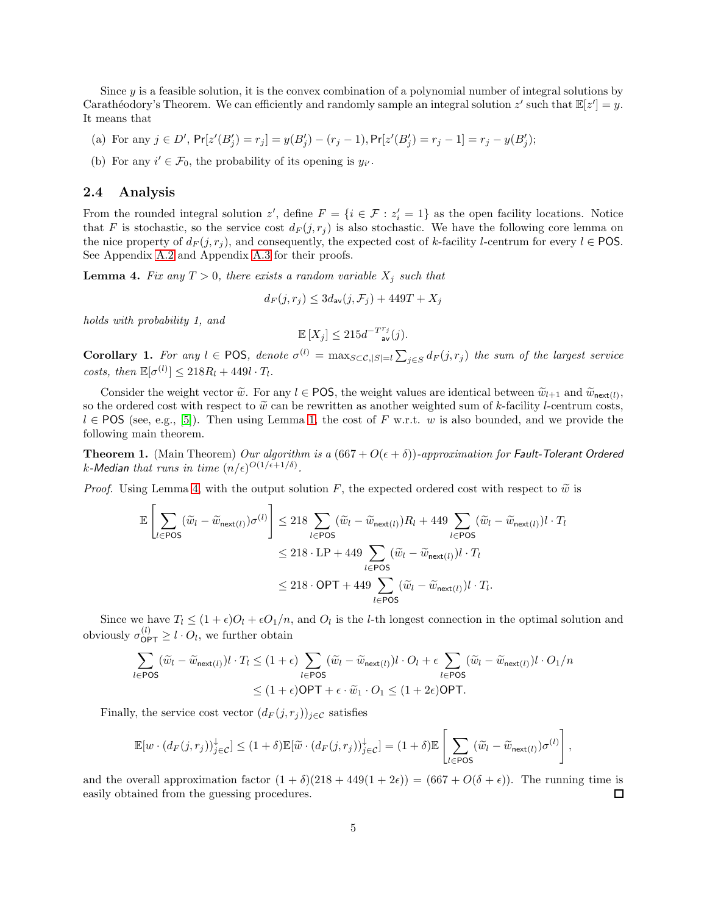Since $y$ is a feasible solution, it is the convex combination of a polynomial number of integral solutions by Carathéodory's Theorem. We can efficiently and randomly sample an integral solution $z'$ such that $\mathbb{E}[z'] = y$. It means that

(a) For any $j \in D'$, $\Pr[z'(B'_j) = r_j] = y(B'_j) - (r_j - 1), \Pr[z'(B'_j) = r_j - 1] = r_j - y(B'_j)$;

(b) For any $i' \in \mathcal{F}_0$, the probability of its opening is $y_{i'}$.

### 2.4 Analysis

From the rounded integral solution $z'$, define $F = \{i \in \mathcal{F} : z'_i = 1\}$ as the open facility locations. Notice that $F$ is stochastic, so the service cost $d_F(j, r_j)$ is also stochastic. We have the following core lemma on the nice property of $d_F(j, r_j)$, and consequently, the expected cost of $k$-facility $l$-centrum for every $l \in \mathsf{POS}$. See Appendix A.2 and Appendix A.3 for their proofs.

**Lemma 4.** *Fix any $T > 0$, there exists a random variable $X_j$ such that*

$$d_F(j, r_j) \leq 3 d_{\mathsf{av}}(j, \mathcal{F}_j) + 449T + X_j$$

*holds with probability 1, and*

$$\mathbb{E}[X_j] \leq 215 d^{-T^{r_j}}_{\mathsf{av}}(j).$$

**Corollary 1.** *For any $l \in \mathsf{POS}$, denote $\sigma^{(l)} = \max_{S \subset \mathcal{C}, |S| = l} \sum_{j \in S} d_F(j, r_j)$ the sum of the largest service costs, then $\mathbb{E}[\sigma^{(l)}] \leq 218 R_l + 449 l \cdot T_l$.*

Consider the weight vector $\widetilde{w}$. For any $l \in \mathsf{POS}$, the weight values are identical between $\widetilde{w}_{l+1}$ and $\widetilde{w}_{\mathsf{next}(l)}$, so the ordered cost with respect to $\widetilde{w}$ can be rewritten as another weighted sum of $k$-facility $l$-centrum costs, $l \in \mathsf{POS}$ (see, e.g., [5]). Then using Lemma 1, the cost of $F$ w.r.t. $w$ is also bounded, and we provide the following main theorem.

**Theorem 1.** (Main Theorem) *Our algorithm is a $(667 + O(\epsilon + \delta))$-approximation for Fault-Tolerant Ordered $k$-Median that runs in time $(n/\epsilon)^{O(1/\epsilon + 1/\delta)}$.*

*Proof.* Using Lemma 4, with the output solution $F$, the expected ordered cost with respect to $\widetilde{w}$ is

$$\begin{aligned}
\mathbb{E}\left[\sum_{l \in \mathsf{POS}} (\widetilde{w}_l - \widetilde{w}_{\mathsf{next}(l)}) \sigma^{(l)}\right] &\leq 218 \sum_{l \in \mathsf{POS}} (\widetilde{w}_l - \widetilde{w}_{\mathsf{next}(l)}) R_l + 449 \sum_{l \in \mathsf{POS}} (\widetilde{w}_l - \widetilde{w}_{\mathsf{next}(l)}) l \cdot T_l \\
&\leq 218 \cdot \mathrm{LP} + 449 \sum_{l \in \mathsf{POS}} (\widetilde{w}_l - \widetilde{w}_{\mathsf{next}(l)}) l \cdot T_l \\
&\leq 218 \cdot \mathsf{OPT} + 449 \sum_{l \in \mathsf{POS}} (\widetilde{w}_l - \widetilde{w}_{\mathsf{next}(l)}) l \cdot T_l.
\end{aligned}$$

Since we have $T_l \leq (1 + \epsilon) O_l + \epsilon O_1 / n$, and $O_l$ is the $l$-th longest connection in the optimal solution and obviously $\sigma^{(l)}_{\mathsf{OPT}} \geq l \cdot O_l$, we further obtain

$$\begin{aligned}
\sum_{l \in \mathsf{POS}} (\widetilde{w}_l - \widetilde{w}_{\mathsf{next}(l)}) l \cdot T_l &\leq (1 + \epsilon) \sum_{l \in \mathsf{POS}} (\widetilde{w}_l - \widetilde{w}_{\mathsf{next}(l)}) l \cdot O_l + \epsilon \sum_{l \in \mathsf{POS}} (\widetilde{w}_l - \widetilde{w}_{\mathsf{next}(l)}) l \cdot O_1 / n \\
&\leq (1 + \epsilon) \mathsf{OPT} + \epsilon \cdot \widetilde{w}_1 \cdot O_1 \leq (1 + 2\epsilon) \mathsf{OPT}.
\end{aligned}$$

Finally, the service cost vector $(d_F(j, r_j))_{j \in \mathcal{C}}$ satisfies

$$\mathbb{E}[w \cdot (d_F(j, r_j))^{\downarrow}_{j \in \mathcal{C}}] \leq (1 + \delta) \mathbb{E}[\widetilde{w} \cdot (d_F(j, r_j))^{\downarrow}_{j \in \mathcal{C}}] = (1 + \delta) \mathbb{E}\left[\sum_{l \in \mathsf{POS}} (\widetilde{w}_l - \widetilde{w}_{\mathsf{next}(l)}) \sigma^{(l)}\right],$$

and the overall approximation factor $(1 + \delta)(218 + 449(1 + 2\epsilon)) = (667 + O(\delta + \epsilon))$. The running time is easily obtained from the guessing procedures. $\square$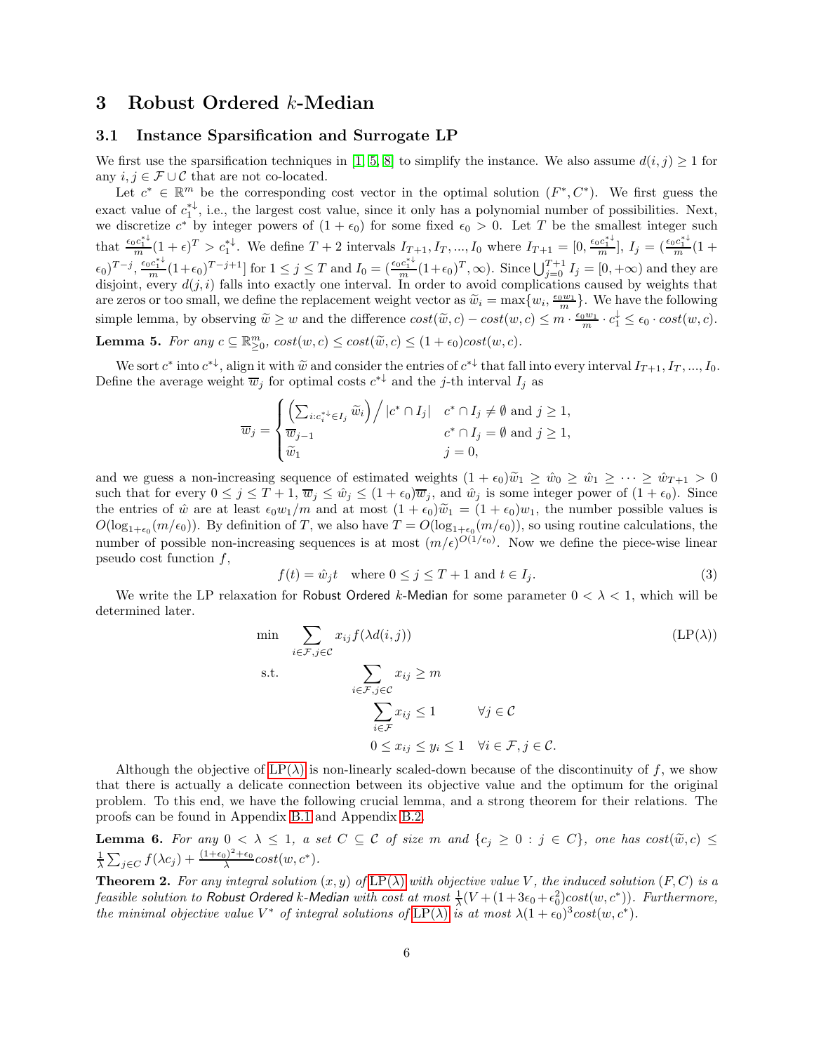## 3 Robust Ordered $k$-Median

### 3.1 Instance Sparsification and Surrogate LP

We first use the sparsification techniques in [1, 5, 8] to simplify the instance. We also assume $d(i,j) \geq 1$ for any $i, j \in \mathcal{F} \cup \mathcal{C}$ that are not co-located.

Let $c^* \in \mathbb{R}^m$ be the corresponding cost vector in the optimal solution $(F^*, C^*)$. We first guess the exact value of $c_1^{*\downarrow}$, i.e., the largest cost value, since it only has a polynomial number of possibilities. Next, we discretize $c^*$ by integer powers of $(1+\epsilon_0)$ for some fixed $\epsilon_0 > 0$. Let $T$ be the smallest integer such that $\frac{\epsilon_0 c_1^{*\downarrow}}{m}(1+\epsilon)^T > c_1^{*\downarrow}$. We define $T+2$ intervals $I_{T+1}, I_T, ..., I_0$ where $I_{T+1} = [0, \frac{\epsilon_0 c_1^{*\downarrow}}{m}]$, $I_j = (\frac{\epsilon_0 c_1^{*\downarrow}}{m}(1+\epsilon_0)^{T-j}, \frac{\epsilon_0 c_1^{*\downarrow}}{m}(1+\epsilon_0)^{T-j+1}]$ for $1 \leq j \leq T$ and $I_0 = (\frac{\epsilon_0 c_1^{*\downarrow}}{m}(1+\epsilon_0)^T, \infty)$. Since $\bigcup_{j=0}^{T+1} I_j = [0, +\infty)$ and they are disjoint, every $d(j,i)$ falls into exactly one interval. In order to avoid complications caused by weights that are zeros or too small, we define the replacement weight vector as $\widetilde{w}_i = \max\{w_i, \frac{\epsilon_0 w_1}{m}\}$. We have the following simple lemma, by observing $\widetilde{w} \geq w$ and the difference $cost(\widetilde{w}, c) - cost(w, c) \leq m \cdot \frac{\epsilon_0 w_1}{m} \cdot c_1^{\downarrow} \leq \epsilon_0 \cdot cost(w, c)$.

**Lemma 5.** *For any $c \subseteq \mathbb{R}^m_{\geq 0}$, $cost(w,c) \leq cost(\widetilde{w}, c) \leq (1+\epsilon_0)cost(w,c)$.*

We sort $c^*$ into $c^{*\downarrow}$, align it with $\widetilde{w}$ and consider the entries of $c^{*\downarrow}$ that fall into every interval $I_{T+1}, I_T, ..., I_0$. Define the average weight $\overline{w}_j$ for optimal costs $c^{*\downarrow}$ and the $j$-th interval $I_j$ as

$$\overline{w}_j = \begin{cases} \left(\sum_{i: c_i^{*\downarrow} \in I_j} \widetilde{w}_i\right) \Big/ |c^* \cap I_j| & c^* \cap I_j \neq \emptyset \text{ and } j \geq 1, \\ \overline{w}_{j-1} & c^* \cap I_j = \emptyset \text{ and } j \geq 1, \\ \widetilde{w}_1 & j = 0, \end{cases}$$

and we guess a non-increasing sequence of estimated weights $(1+\epsilon_0)\widetilde{w}_1 \geq \hat{w}_0 \geq \hat{w}_1 \geq \cdots \geq \hat{w}_{T+1} > 0$ such that for every $0 \leq j \leq T+1$, $\overline{w}_j \leq \hat{w}_j \leq (1+\epsilon_0)\overline{w}_j$, and $\hat{w}_j$ is some integer power of $(1+\epsilon_0)$. Since the entries of $\hat{w}$ are at least $\epsilon_0 w_1/m$ and at most $(1+\epsilon_0)\widetilde{w}_1 = (1+\epsilon_0)w_1$, the number possible values is $O(\log_{1+\epsilon_0}(m/\epsilon_0))$. By definition of $T$, we also have $T = O(\log_{1+\epsilon_0}(m/\epsilon_0))$, so using routine calculations, the number of possible non-increasing sequences is at most $(m/\epsilon)^{O(1/\epsilon_0)}$. Now we define the piece-wise linear pseudo cost function $f$,

$$f(t) = \hat{w}_j t \quad \text{where } 0 \leq j \leq T+1 \text{ and } t \in I_j. \tag{3}$$

We write the LP relaxation for Robust Ordered $k$-Median for some parameter $0 < \lambda < 1$, which will be determined later.

$$\begin{aligned} \min \quad & \sum_{i \in \mathcal{F}, j \in \mathcal{C}} x_{ij} f(\lambda d(i,j)) && \text{(LP}(\lambda)) \\ \text{s.t.} \quad & \sum_{i \in \mathcal{F}, j \in \mathcal{C}} x_{ij} \geq m \\ & \sum_{i \in \mathcal{F}} x_{ij} \leq 1 && \forall j \in \mathcal{C} \\ & 0 \leq x_{ij} \leq y_i \leq 1 && \forall i \in \mathcal{F}, j \in \mathcal{C}. \end{aligned}$$

Although the objective of LP($\lambda$) is non-linearly scaled-down because of the discontinuity of $f$, we show that there is actually a delicate connection between its objective value and the optimum for the original problem. To this end, we have the following crucial lemma, and a strong theorem for their relations. The proofs can be found in Appendix B.1 and Appendix B.2.

**Lemma 6.** *For any $0 < \lambda \leq 1$, a set $C \subseteq \mathcal{C}$ of size $m$ and $\{c_j \geq 0 : j \in C\}$, one has $cost(\widetilde{w}, c) \leq \frac{1}{\lambda}\sum_{j \in C} f(\lambda c_j) + \frac{(1+\epsilon_0)^2 + \epsilon_0}{\lambda} cost(w, c^*)$.*

**Theorem 2.** *For any integral solution $(x,y)$ of LP($\lambda$) with objective value $V$, the induced solution $(F, C)$ is a feasible solution to Robust Ordered $k$-Median with cost at most $\frac{1}{\lambda}(V + (1 + 3\epsilon_0 + \epsilon_0^2)cost(w, c^*))$. Furthermore, the minimal objective value $V^*$ of integral solutions of LP($\lambda$) is at most $\lambda(1+\epsilon_0)^3 cost(w, c^*)$.*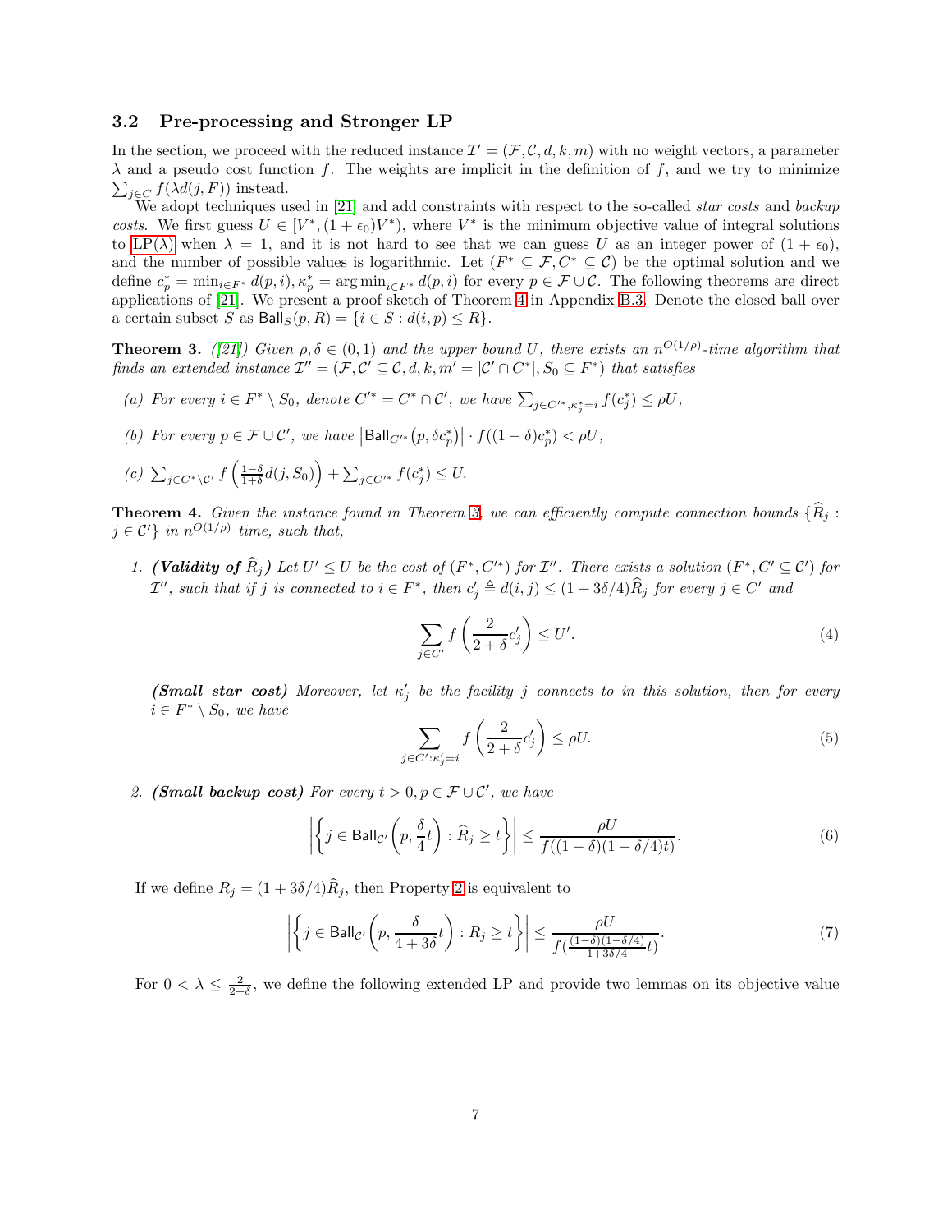### 3.2 Pre-processing and Stronger LP

In the section, we proceed with the reduced instance $\mathcal{I}' = (\mathcal{F}, \mathcal{C}, d, k, m)$ with no weight vectors, a parameter $\lambda$ and a pseudo cost function $f$. The weights are implicit in the definition of $f$, and we try to minimize $\sum_{j \in C} f(\lambda d(j, F))$ instead.

We adopt techniques used in [21] and add constraints with respect to the so-called *star costs* and *backup costs*. We first guess $U \in [V^*, (1+\epsilon_0)V^*)$, where $V^*$ is the minimum objective value of integral solutions to LP($\lambda$) when $\lambda = 1$, and it is not hard to see that we can guess $U$ as an integer power of $(1+\epsilon_0)$, and the number of possible values is logarithmic. Let $(F^* \subseteq \mathcal{F}, C^* \subseteq \mathcal{C})$ be the optimal solution and we define $c^*_p = \min_{i \in F^*} d(p, i), \kappa^*_p = \arg\min_{i \in F^*} d(p, i)$ for every $p \in \mathcal{F} \cup \mathcal{C}$. The following theorems are direct applications of [21]. We present a proof sketch of Theorem 4 in Appendix B.3. Denote the closed ball over a certain subset $S$ as $\mathsf{Ball}_S(p, R) = \{i \in S : d(i, p) \leq R\}$.

**Theorem 3.** *([21]) Given $\rho, \delta \in (0, 1)$ and the upper bound $U$, there exists an $n^{O(1/\rho)}$-time algorithm that finds an extended instance $\mathcal{I}'' = (\mathcal{F}, \mathcal{C}' \subseteq \mathcal{C}, d, k, m' = |\mathcal{C}' \cap C^*|, S_0 \subseteq F^*)$ that satisfies*

*(a) For every $i \in F^* \setminus S_0$, denote $C'^* = C^* \cap \mathcal{C}'$, we have $\sum_{j \in C'^*, \kappa^*_j = i} f(c^*_j) \leq \rho U$,*

*(b) For every $p \in \mathcal{F} \cup \mathcal{C}'$, we have $\left|\mathsf{Ball}_{C'^*}(p, \delta c^*_p)\right| \cdot f((1-\delta)c^*_p) < \rho U$,*

*(c) $\sum_{j \in C^* \setminus \mathcal{C}'} f\left(\frac{1-\delta}{1+\delta} d(j, S_0)\right) + \sum_{j \in C'^*} f(c^*_j) \leq U$.*

**Theorem 4.** *Given the instance found in Theorem 3, we can efficiently compute connection bounds $\{\widehat{R}_j : j \in \mathcal{C}'\}$ in $n^{O(1/\rho)}$ time, such that,*

1. ***(Validity of $\widehat{R}_j$)*** *Let $U' \leq U$ be the cost of $(F^*, C'^*)$ for $\mathcal{I}''$. There exists a solution $(F^*, C' \subseteq \mathcal{C}')$ for $\mathcal{I}''$, such that if $j$ is connected to $i \in F^*$, then $c'_j \triangleq d(i, j) \leq (1 + 3\delta/4)\widehat{R}_j$ for every $j \in C'$ and*

$$\sum_{j \in C'} f\left(\frac{2}{2+\delta} c'_j\right) \leq U'. \tag{4}$$

   ***(Small star cost)*** *Moreover, let $\kappa'_j$ be the facility $j$ connects to in this solution, then for every $i \in F^* \setminus S_0$, we have*

$$\sum_{j \in C' : \kappa'_j = i} f\left(\frac{2}{2+\delta} c'_j\right) \leq \rho U. \tag{5}$$

2. ***(Small backup cost)*** *For every $t > 0, p \in \mathcal{F} \cup \mathcal{C}'$, we have*

$$\left|\left\{j \in \mathsf{Ball}_{\mathcal{C}'}\left(p, \frac{\delta}{4} t\right) : \widehat{R}_j \geq t\right\}\right| \leq \frac{\rho U}{f((1-\delta)(1-\delta/4)t)}. \tag{6}$$

If we define $R_j = (1 + 3\delta/4)\widehat{R}_j$, then Property 2 is equivalent to

$$\left|\left\{j \in \mathsf{Ball}_{\mathcal{C}'}\left(p, \frac{\delta}{4+3\delta} t\right) : R_j \geq t\right\}\right| \leq \frac{\rho U}{f(\frac{(1-\delta)(1-\delta/4)}{1+3\delta/4} t)}. \tag{7}$$

For $0 < \lambda \leq \frac{2}{2+\delta}$, we define the following extended LP and provide two lemmas on its objective value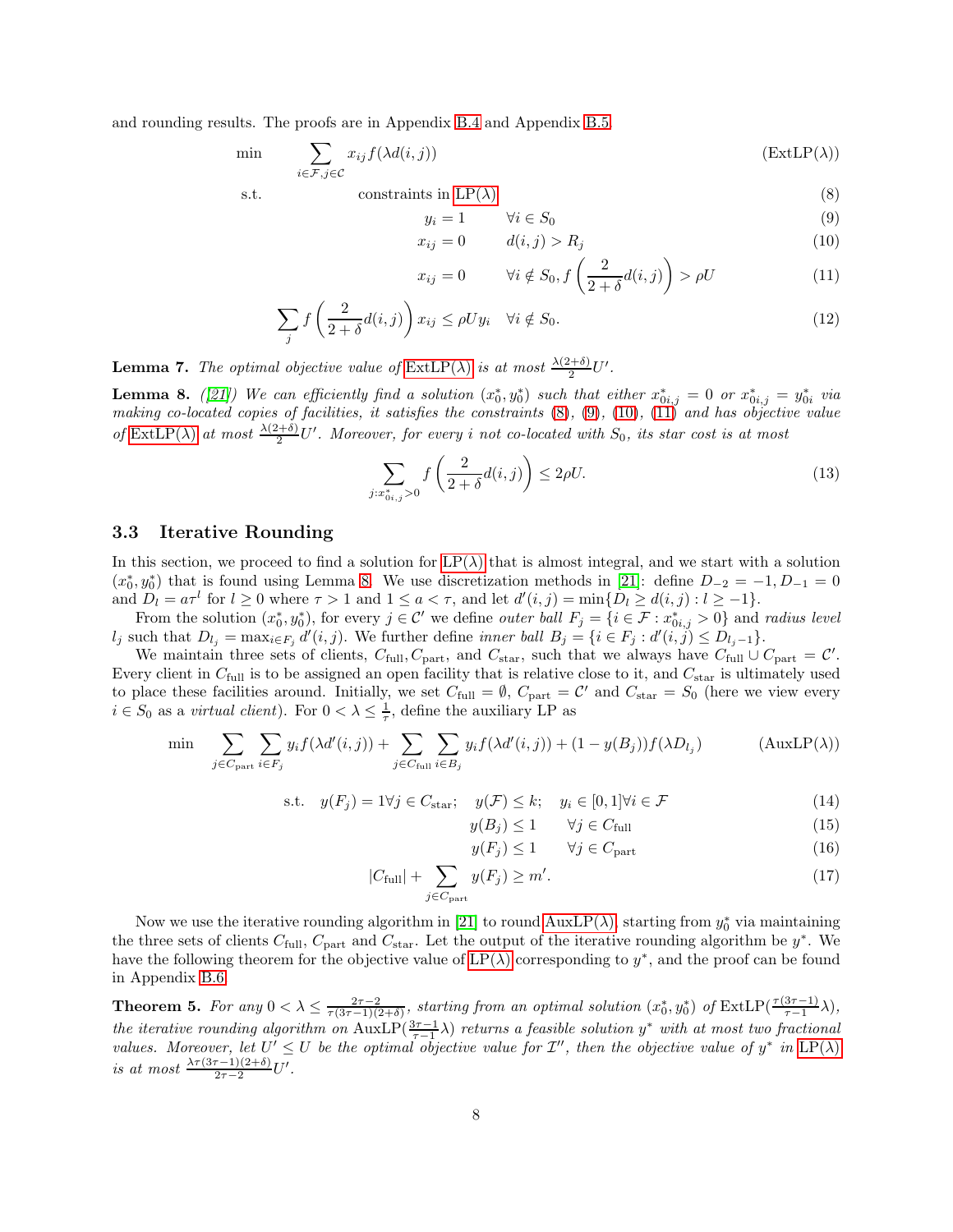and rounding results. The proofs are in Appendix B.4 and Appendix B.5.

$$
\begin{aligned}
\min \quad & \sum_{i\in\mathcal{F}, j\in\mathcal{C}} x_{ij} f(\lambda d(i,j)) && \text{(ExtLP}(\lambda)\text{)}\\
\text{s.t.} \quad & \text{constraints in LP}(\lambda) && (8)\\
& y_i = 1 \qquad \forall i \in S_0 && (9)\\
& x_{ij} = 0 \qquad d(i,j) > R_j && (10)\\
& x_{ij} = 0 \qquad \forall i \notin S_0, f\left(\frac{2}{2+\delta} d(i,j)\right) > \rho U && (11)\\
& \sum_j f\left(\frac{2}{2+\delta} d(i,j)\right) x_{ij} \le \rho U y_i \quad \forall i \notin S_0. && (12)
\end{aligned}
$$

**Lemma 7.** *The optimal objective value of ExtLP($\lambda$) is at most $\frac{\lambda(2+\delta)}{2}U'$.*

**Lemma 8.** *([21]) We can efficiently find a solution $(x_0^*, y_0^*)$ such that either $x_{0i,j}^* = 0$ or $x_{0i,j}^* = y_{0i}^*$ via making co-located copies of facilities, it satisfies the constraints (8), (9), (10), (11) and has objective value of ExtLP($\lambda$) at most $\frac{\lambda(2+\delta)}{2}U'$. Moreover, for every $i$ not co-located with $S_0$, its star cost is at most*

$$\sum_{j: x_{0i,j}^* > 0} f\left(\frac{2}{2+\delta} d(i,j)\right) \le 2\rho U. \tag{13}$$

### 3.3 Iterative Rounding

In this section, we proceed to find a solution for LP($\lambda$) that is almost integral, and we start with a solution $(x_0^*, y_0^*)$ that is found using Lemma 8. We use discretization methods in [21]: define $D_{-2} = -1, D_{-1} = 0$ and $D_l = a\tau^l$ for $l \ge 0$ where $\tau > 1$ and $1 \le a < \tau$, and let $d'(i,j) = \min\{D_l \ge d(i,j) : l \ge -1\}$.

From the solution $(x_0^*, y_0^*)$, for every $j \in \mathcal{C}'$ we define *outer ball* $F_j = \{i \in \mathcal{F} : x_{0i,j}^* > 0\}$ and *radius level* $l_j$ such that $D_{l_j} = \max_{i\in F_j} d'(i,j)$. We further define *inner ball* $B_j = \{i \in F_j : d'(i,j) \le D_{l_j - 1}\}$.

We maintain three sets of clients, $C_{\text{full}}, C_{\text{part}}$, and $C_{\text{star}}$, such that we always have $C_{\text{full}} \cup C_{\text{part}} = \mathcal{C}'$. Every client in $C_{\text{full}}$ is to be assigned an open facility that is relative close to it, and $C_{\text{star}}$ is ultimately used to place these facilities around. Initially, we set $C_{\text{full}} = \emptyset$, $C_{\text{part}} = \mathcal{C}'$ and $C_{\text{star}} = S_0$ (here we view every $i \in S_0$ as a *virtual client*). For $0 < \lambda \le \frac{1}{\tau}$, define the auxiliary LP as

$$
\begin{aligned}
\min \quad & \sum_{j\in C_{\text{part}}} \sum_{i\in F_j} y_i f(\lambda d'(i,j)) + \sum_{j\in C_{\text{full}}} \sum_{i\in B_j} y_i f(\lambda d'(i,j)) + (1 - y(B_j)) f(\lambda D_{l_j}) && \text{(AuxLP}(\lambda)\text{)}\\
\text{s.t.} \quad & y(F_j) = 1 \forall j \in C_{\text{star}}; \quad y(\mathcal{F}) \le k; \quad y_i \in [0,1] \forall i \in \mathcal{F} && (14)\\
& y(B_j) \le 1 \qquad \forall j \in C_{\text{full}} && (15)\\
& y(F_j) \le 1 \qquad \forall j \in C_{\text{part}} && (16)\\
& |C_{\text{full}}| + \sum_{j\in C_{\text{part}}} y(F_j) \ge m'. && (17)
\end{aligned}
$$

Now we use the iterative rounding algorithm in [21] to round AuxLP($\lambda$) starting from $y_0^*$ via maintaining the three sets of clients $C_{\text{full}}$, $C_{\text{part}}$ and $C_{\text{star}}$. Let the output of the iterative rounding algorithm be $y^*$. We have the following theorem for the objective value of LP($\lambda$) corresponding to $y^*$, and the proof can be found in Appendix B.6.

**Theorem 5.** *For any $0 < \lambda \le \frac{2\tau-2}{\tau(3\tau-1)(2+\delta)}$, starting from an optimal solution $(x_0^*, y_0^*)$ of ExtLP$(\frac{\tau(3\tau-1)}{\tau-1}\lambda)$, the iterative rounding algorithm on AuxLP$(\frac{3\tau-1}{\tau-1}\lambda)$ returns a feasible solution $y^*$ with at most two fractional values. Moreover, let $U' \le U$ be the optimal objective value for $\mathcal{I}''$, then the objective value of $y^*$ in LP($\lambda$) is at most $\frac{\lambda\tau(3\tau-1)(2+\delta)}{2\tau-2}U'$.*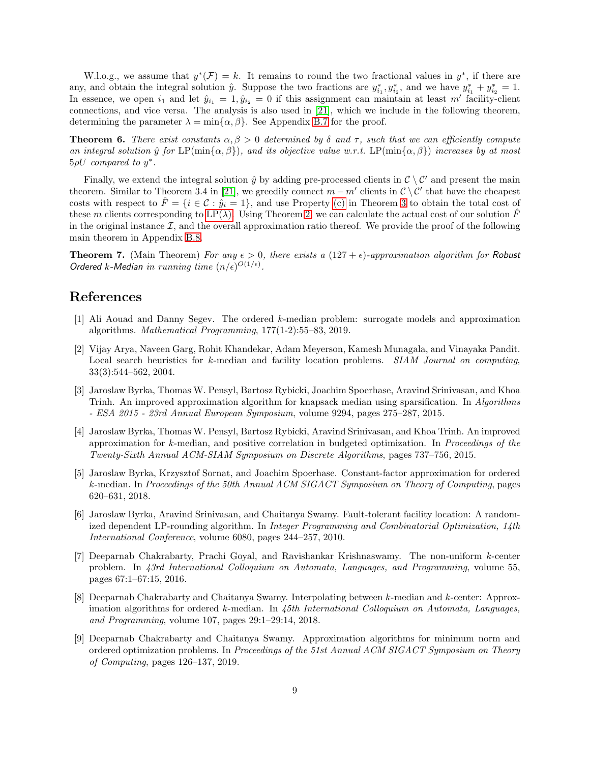W.l.o.g., we assume that $y^*(\mathcal{F}) = k$. It remains to round the two fractional values in $y^*$, if there are any, and obtain the integral solution $\hat{y}$. Suppose the two fractions are $y^*_{i_1}, y^*_{i_2}$, and we have $y^*_{i_1} + y^*_{i_2} = 1$. In essence, we open $i_1$ and let $\hat{y}_{i_1} = 1, \hat{y}_{i_2} = 0$ if this assignment can maintain at least $m'$ facility-client connections, and vice versa. The analysis is also used in [21], which we include in the following theorem, determining the parameter $\lambda = \min\{\alpha, \beta\}$. See Appendix B.7 for the proof.

**Theorem 6.** *There exist constants $\alpha, \beta > 0$ determined by $\delta$ and $\tau$, such that we can efficiently compute an integral solution $\hat{y}$ for* $\mathrm{LP}(\min\{\alpha, \beta\})$*, and its objective value w.r.t.* $\mathrm{LP}(\min\{\alpha, \beta\})$ *increases by at most* $5\rho U$ *compared to* $y^*$.

Finally, we extend the integral solution $\hat{y}$ by adding pre-processed clients in $\mathcal{C} \setminus \mathcal{C}'$ and present the main theorem. Similar to Theorem 3.4 in [21], we greedily connect $m - m'$ clients in $\mathcal{C} \setminus \mathcal{C}'$ that have the cheapest costs with respect to $\hat{F} = \{i \in \mathcal{C} : \hat{y}_i = 1\}$, and use Property (c) in Theorem 3 to obtain the total cost of these $m$ clients corresponding to $\mathrm{LP}(\lambda)$. Using Theorem 2, we can calculate the actual cost of our solution $\hat{F}$ in the original instance $\mathcal{I}$, and the overall approximation ratio thereof. We provide the proof of the following main theorem in Appendix B.8.

**Theorem 7.** (Main Theorem) *For any $\epsilon > 0$, there exists a $(127 + \epsilon)$-approximation algorithm for Robust Ordered $k$-Median in running time $(n/\epsilon)^{O(1/\epsilon)}$.*

# References

[1] Ali Aouad and Danny Segev. The ordered $k$-median problem: surrogate models and approximation algorithms. *Mathematical Programming*, 177(1-2):55–83, 2019.

[2] Vijay Arya, Naveen Garg, Rohit Khandekar, Adam Meyerson, Kamesh Munagala, and Vinayaka Pandit. Local search heuristics for $k$-median and facility location problems. *SIAM Journal on computing*, 33(3):544–562, 2004.

[3] Jaroslaw Byrka, Thomas W. Pensyl, Bartosz Rybicki, Joachim Spoerhase, Aravind Srinivasan, and Khoa Trinh. An improved approximation algorithm for knapsack median using sparsification. In *Algorithms - ESA 2015 - 23rd Annual European Symposium*, volume 9294, pages 275–287, 2015.

[4] Jaroslaw Byrka, Thomas W. Pensyl, Bartosz Rybicki, Aravind Srinivasan, and Khoa Trinh. An improved approximation for $k$-median, and positive correlation in budgeted optimization. In *Proceedings of the Twenty-Sixth Annual ACM-SIAM Symposium on Discrete Algorithms*, pages 737–756, 2015.

[5] Jaroslaw Byrka, Krzysztof Sornat, and Joachim Spoerhase. Constant-factor approximation for ordered $k$-median. In *Proceedings of the 50th Annual ACM SIGACT Symposium on Theory of Computing*, pages 620–631, 2018.

[6] Jaroslaw Byrka, Aravind Srinivasan, and Chaitanya Swamy. Fault-tolerant facility location: A randomized dependent LP-rounding algorithm. In *Integer Programming and Combinatorial Optimization, 14th International Conference*, volume 6080, pages 244–257, 2010.

[7] Deeparnab Chakrabarty, Prachi Goyal, and Ravishankar Krishnaswamy. The non-uniform $k$-center problem. In *43rd International Colloquium on Automata, Languages, and Programming*, volume 55, pages 67:1–67:15, 2016.

[8] Deeparnab Chakrabarty and Chaitanya Swamy. Interpolating between $k$-median and $k$-center: Approximation algorithms for ordered $k$-median. In *45th International Colloquium on Automata, Languages, and Programming*, volume 107, pages 29:1–29:14, 2018.

[9] Deeparnab Chakrabarty and Chaitanya Swamy. Approximation algorithms for minimum norm and ordered optimization problems. In *Proceedings of the 51st Annual ACM SIGACT Symposium on Theory of Computing*, pages 126–137, 2019.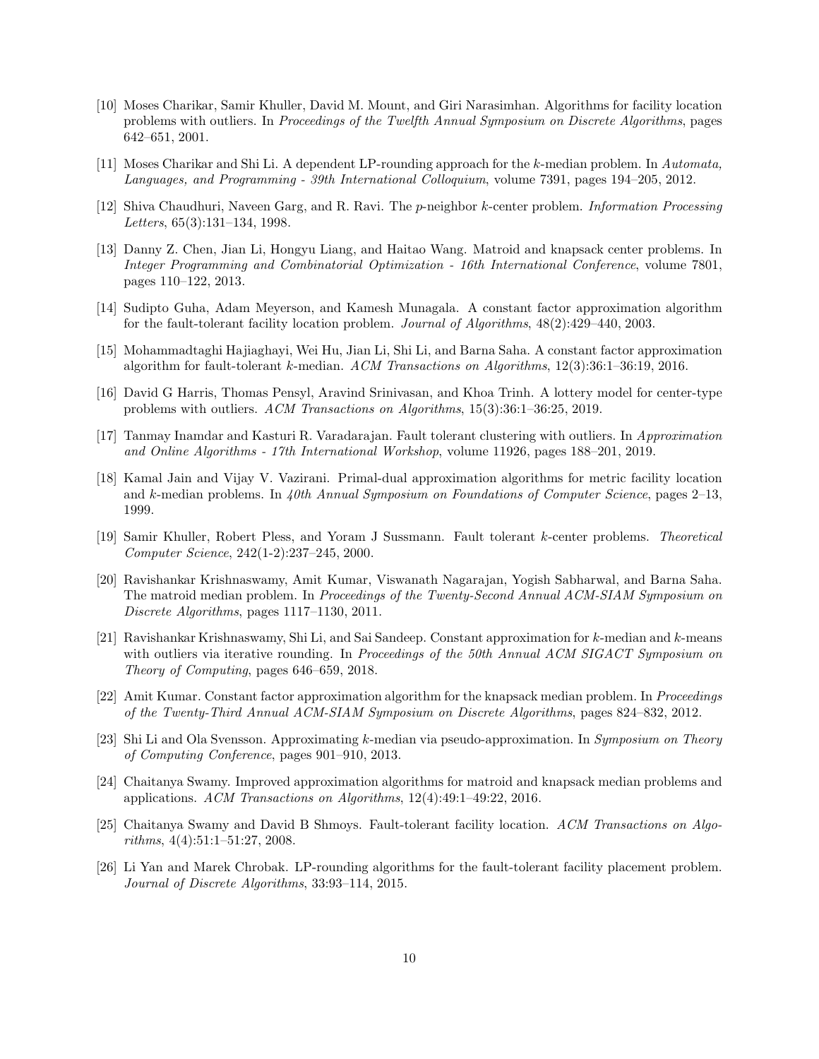[10] Moses Charikar, Samir Khuller, David M. Mount, and Giri Narasimhan. Algorithms for facility location problems with outliers. In *Proceedings of the Twelfth Annual Symposium on Discrete Algorithms*, pages 642–651, 2001.

[11] Moses Charikar and Shi Li. A dependent LP-rounding approach for the $k$-median problem. In *Automata, Languages, and Programming - 39th International Colloquium*, volume 7391, pages 194–205, 2012.

[12] Shiva Chaudhuri, Naveen Garg, and R. Ravi. The $p$-neighbor $k$-center problem. *Information Processing Letters*, 65(3):131–134, 1998.

[13] Danny Z. Chen, Jian Li, Hongyu Liang, and Haitao Wang. Matroid and knapsack center problems. In *Integer Programming and Combinatorial Optimization - 16th International Conference*, volume 7801, pages 110–122, 2013.

[14] Sudipto Guha, Adam Meyerson, and Kamesh Munagala. A constant factor approximation algorithm for the fault-tolerant facility location problem. *Journal of Algorithms*, 48(2):429–440, 2003.

[15] Mohammadtaghi Hajiaghayi, Wei Hu, Jian Li, Shi Li, and Barna Saha. A constant factor approximation algorithm for fault-tolerant $k$-median. *ACM Transactions on Algorithms*, 12(3):36:1–36:19, 2016.

[16] David G Harris, Thomas Pensyl, Aravind Srinivasan, and Khoa Trinh. A lottery model for center-type problems with outliers. *ACM Transactions on Algorithms*, 15(3):36:1–36:25, 2019.

[17] Tanmay Inamdar and Kasturi R. Varadarajan. Fault tolerant clustering with outliers. In *Approximation and Online Algorithms - 17th International Workshop*, volume 11926, pages 188–201, 2019.

[18] Kamal Jain and Vijay V. Vazirani. Primal-dual approximation algorithms for metric facility location and $k$-median problems. In *40th Annual Symposium on Foundations of Computer Science*, pages 2–13, 1999.

[19] Samir Khuller, Robert Pless, and Yoram J Sussmann. Fault tolerant $k$-center problems. *Theoretical Computer Science*, 242(1-2):237–245, 2000.

[20] Ravishankar Krishnaswamy, Amit Kumar, Viswanath Nagarajan, Yogish Sabharwal, and Barna Saha. The matroid median problem. In *Proceedings of the Twenty-Second Annual ACM-SIAM Symposium on Discrete Algorithms*, pages 1117–1130, 2011.

[21] Ravishankar Krishnaswamy, Shi Li, and Sai Sandeep. Constant approximation for $k$-median and $k$-means with outliers via iterative rounding. In *Proceedings of the 50th Annual ACM SIGACT Symposium on Theory of Computing*, pages 646–659, 2018.

[22] Amit Kumar. Constant factor approximation algorithm for the knapsack median problem. In *Proceedings of the Twenty-Third Annual ACM-SIAM Symposium on Discrete Algorithms*, pages 824–832, 2012.

[23] Shi Li and Ola Svensson. Approximating $k$-median via pseudo-approximation. In *Symposium on Theory of Computing Conference*, pages 901–910, 2013.

[24] Chaitanya Swamy. Improved approximation algorithms for matroid and knapsack median problems and applications. *ACM Transactions on Algorithms*, 12(4):49:1–49:22, 2016.

[25] Chaitanya Swamy and David B Shmoys. Fault-tolerant facility location. *ACM Transactions on Algorithms*, 4(4):51:1–51:27, 2008.

[26] Li Yan and Marek Chrobak. LP-rounding algorithms for the fault-tolerant facility placement problem. *Journal of Discrete Algorithms*, 33:93–114, 2015.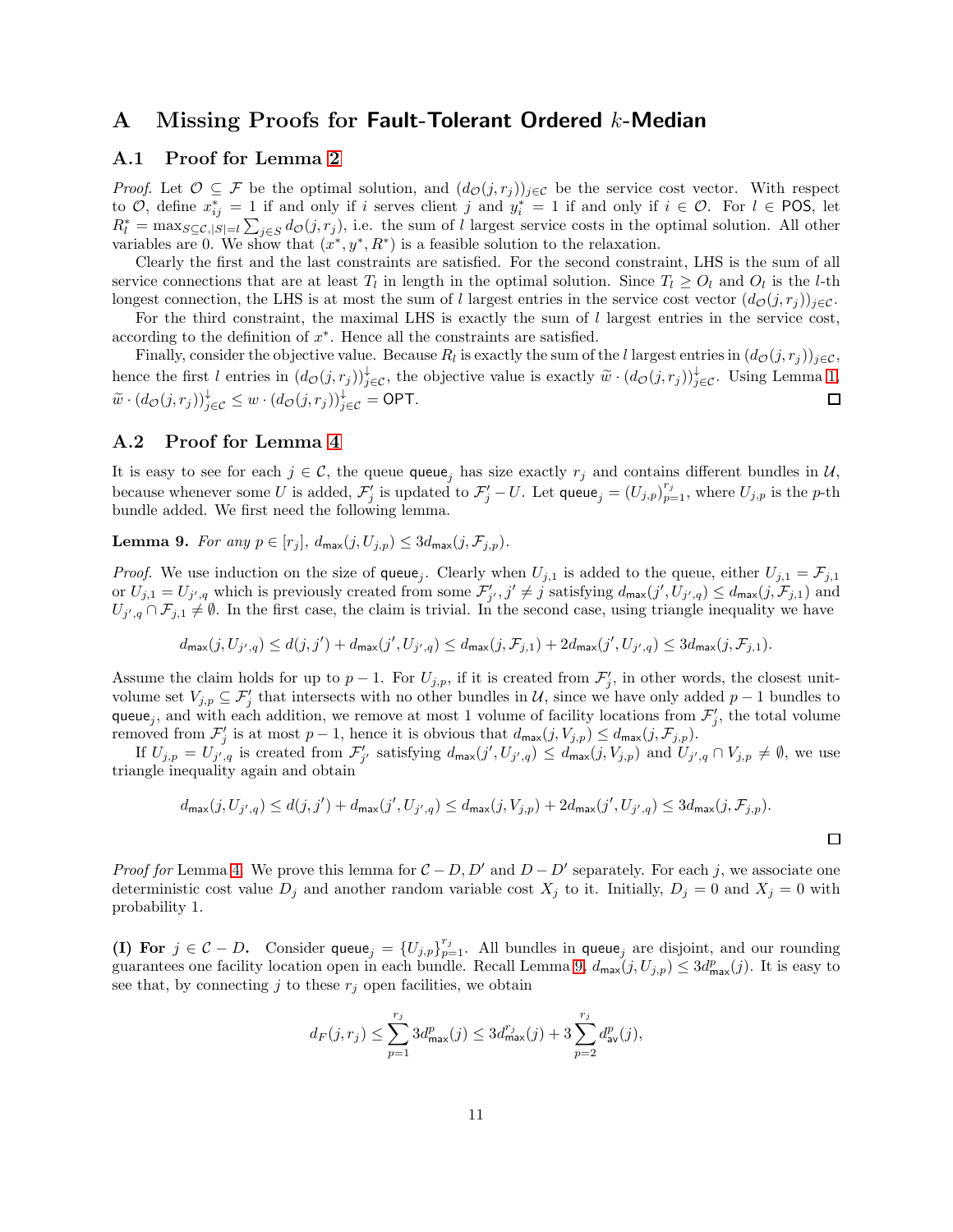# A Missing Proofs for Fault-Tolerant Ordered $k$-Median

## A.1 Proof for Lemma 2

*Proof.* Let $\mathcal{O} \subseteq \mathcal{F}$ be the optimal solution, and $(d_{\mathcal{O}}(j, r_j))_{j\in\mathcal{C}}$ be the service cost vector. With respect to $\mathcal{O}$, define $x^*_{ij} = 1$ if and only if $i$ serves client $j$ and $y^*_i = 1$ if and only if $i \in \mathcal{O}$. For $l \in \mathsf{POS}$, let $R^*_l = \max_{S\subseteq\mathcal{C},|S|=l} \sum_{j\in S} d_{\mathcal{O}}(j, r_j)$, i.e. the sum of $l$ largest service costs in the optimal solution. All other variables are 0. We show that $(x^*, y^*, R^*)$ is a feasible solution to the relaxation.

Clearly the first and the last constraints are satisfied. For the second constraint, LHS is the sum of all service connections that are at least $T_l$ in length in the optimal solution. Since $T_l \geq O_l$ and $O_l$ is the $l$-th longest connection, the LHS is at most the sum of $l$ largest entries in the service cost vector $(d_{\mathcal{O}}(j, r_j))_{j\in\mathcal{C}}$.

For the third constraint, the maximal LHS is exactly the sum of $l$ largest entries in the service cost, according to the definition of $x^*$. Hence all the constraints are satisfied.

Finally, consider the objective value. Because $R_l$ is exactly the sum of the $l$ largest entries in $(d_{\mathcal{O}}(j, r_j))_{j\in\mathcal{C}}$, hence the first $l$ entries in $(d_{\mathcal{O}}(j, r_j))^{\downarrow}_{j\in\mathcal{C}}$, the objective value is exactly $\widetilde{w} \cdot (d_{\mathcal{O}}(j, r_j))^{\downarrow}_{j\in\mathcal{C}}$. Using Lemma 1, $\widetilde{w} \cdot (d_{\mathcal{O}}(j, r_j))^{\downarrow}_{j\in\mathcal{C}} \leq w \cdot (d_{\mathcal{O}}(j, r_j))^{\downarrow}_{j\in\mathcal{C}} = \mathsf{OPT}$. ◻

## A.2 Proof for Lemma 4

It is easy to see for each $j \in \mathcal{C}$, the queue $\mathsf{queue}_j$ has size exactly $r_j$ and contains different bundles in $\mathcal{U}$, because whenever some $U$ is added, $\mathcal{F}'_j$ is updated to $\mathcal{F}'_j - U$. Let $\mathsf{queue}_j = (U_{j,p})_{p=1}^{r_j}$, where $U_{j,p}$ is the $p$-th bundle added. We first need the following lemma.

**Lemma 9.** *For any $p \in [r_j]$, $d_{\mathsf{max}}(j, U_{j,p}) \leq 3d_{\mathsf{max}}(j, \mathcal{F}_{j,p})$.*

*Proof.* We use induction on the size of $\mathsf{queue}_j$. Clearly when $U_{j,1}$ is added to the queue, either $U_{j,1} = \mathcal{F}_{j,1}$ or $U_{j,1} = U_{j',q}$ which is previously created from some $\mathcal{F}'_{j'}, j' \neq j$ satisfying $d_{\mathsf{max}}(j', U_{j',q}) \leq d_{\mathsf{max}}(j, \mathcal{F}_{j,1})$ and $U_{j',q} \cap \mathcal{F}_{j,1} \neq \emptyset$. In the first case, the claim is trivial. In the second case, using triangle inequality we have

$$d_{\mathsf{max}}(j, U_{j',q}) \leq d(j, j') + d_{\mathsf{max}}(j', U_{j',q}) \leq d_{\mathsf{max}}(j, \mathcal{F}_{j,1}) + 2d_{\mathsf{max}}(j', U_{j',q}) \leq 3d_{\mathsf{max}}(j, \mathcal{F}_{j,1}).$$

Assume the claim holds for up to $p - 1$. For $U_{j,p}$, if it is created from $\mathcal{F}'_j$, in other words, the closest unit-volume set $V_{j,p} \subseteq \mathcal{F}'_j$ that intersects with no other bundles in $\mathcal{U}$, since we have only added $p - 1$ bundles to $\mathsf{queue}_j$, and with each addition, we remove at most 1 volume of facility locations from $\mathcal{F}'_j$, the total volume removed from $\mathcal{F}'_j$ is at most $p - 1$, hence it is obvious that $d_{\mathsf{max}}(j, V_{j,p}) \leq d_{\mathsf{max}}(j, \mathcal{F}_{j,p})$.

If $U_{j,p} = U_{j',q}$ is created from $\mathcal{F}'_{j'}$ satisfying $d_{\mathsf{max}}(j', U_{j',q}) \leq d_{\mathsf{max}}(j, V_{j,p})$ and $U_{j',q} \cap V_{j,p} \neq \emptyset$, we use triangle inequality again and obtain

$$d_{\mathsf{max}}(j, U_{j',q}) \leq d(j, j') + d_{\mathsf{max}}(j', U_{j',q}) \leq d_{\mathsf{max}}(j, V_{j,p}) + 2d_{\mathsf{max}}(j', U_{j',q}) \leq 3d_{\mathsf{max}}(j, \mathcal{F}_{j,p}).$$

◻

*Proof for* Lemma 4. We prove this lemma for $\mathcal{C} - D, D'$ and $D - D'$ separately. For each $j$, we associate one deterministic cost value $D_j$ and another random variable cost $X_j$ to it. Initially, $D_j = 0$ and $X_j = 0$ with probability 1.

**(I) For $j \in \mathcal{C} - D$.** Consider $\mathsf{queue}_j = \{U_{j,p}\}_{p=1}^{r_j}$. All bundles in $\mathsf{queue}_j$ are disjoint, and our rounding guarantees one facility location open in each bundle. Recall Lemma 9, $d_{\mathsf{max}}(j, U_{j,p}) \leq 3d^p_{\mathsf{max}}(j)$. It is easy to see that, by connecting $j$ to these $r_j$ open facilities, we obtain

$$d_F(j, r_j) \leq \sum_{p=1}^{r_j} 3d^p_{\mathsf{max}}(j) \leq 3d^{r_j}_{\mathsf{max}}(j) + 3\sum_{p=2}^{r_j} d^p_{\mathsf{av}}(j),$$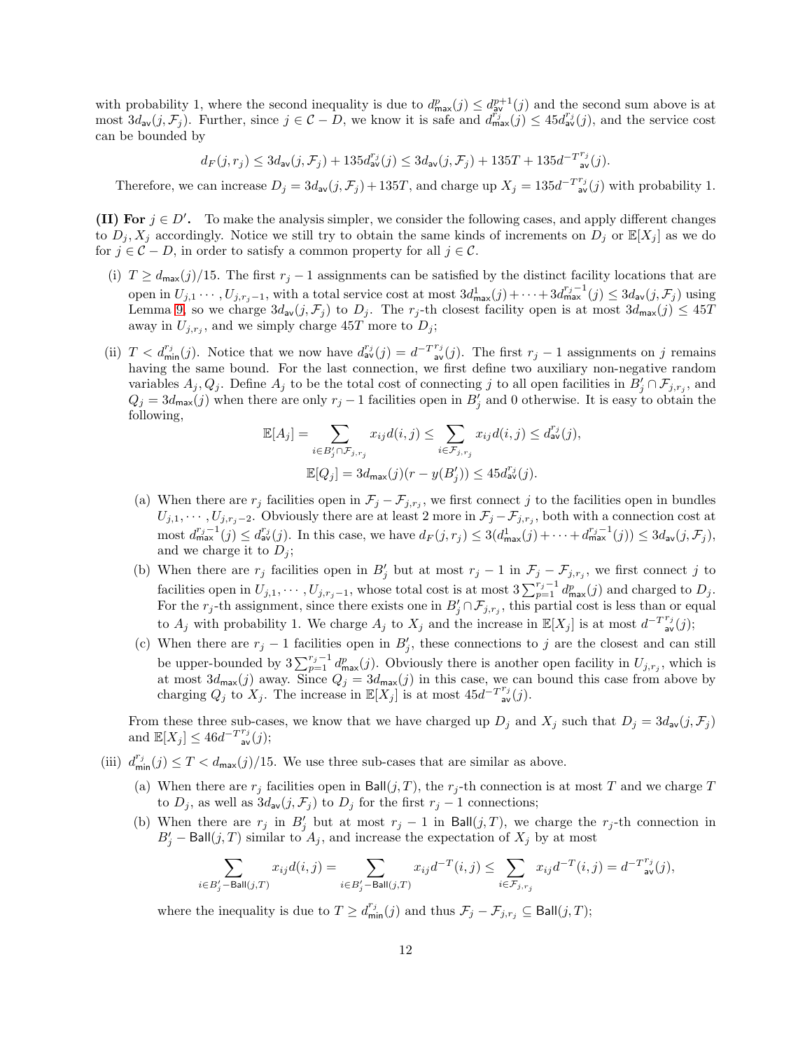with probability 1, where the second inequality is due to $d^p_{\mathsf{max}}(j) \le d^{p+1}_{\mathsf{av}}(j)$ and the second sum above is at most $3d_{\mathsf{av}}(j, \mathcal{F}_j)$. Further, since $j \in \mathcal{C} - D$, we know it is safe and $d^{r_j}_{\mathsf{max}}(j) \le 45 d^{r_j}_{\mathsf{av}}(j)$, and the service cost can be bounded by

$$d_F(j, r_j) \le 3d_{\mathsf{av}}(j, \mathcal{F}_j) + 135 d^{r_j}_{\mathsf{av}}(j) \le 3d_{\mathsf{av}}(j, \mathcal{F}_j) + 135T + 135 d^{-T}{}^{r_j}_{\mathsf{av}}(j).$$

Therefore, we can increase $D_j = 3d_{\mathsf{av}}(j, \mathcal{F}_j) + 135T$, and charge up $X_j = 135 d^{-T}{}^{r_j}_{\mathsf{av}}(j)$ with probability 1.

**(II) For $j \in D'$.** To make the analysis simpler, we consider the following cases, and apply different changes to $D_j, X_j$ accordingly. Notice we still try to obtain the same kinds of increments on $D_j$ or $\mathbb{E}[X_j]$ as we do for $j \in \mathcal{C} - D$, in order to satisfy a common property for all $j \in \mathcal{C}$.

(i) $T \ge d_{\mathsf{max}}(j)/15$. The first $r_j - 1$ assignments can be satisfied by the distinct facility locations that are open in $U_{j,1} \cdots, U_{j,r_j-1}$, with a total service cost at most $3d^1_{\mathsf{max}}(j) + \cdots + 3d^{r_j-1}_{\mathsf{max}}(j) \le 3d_{\mathsf{av}}(j, \mathcal{F}_j)$ using Lemma 9, so we charge $3d_{\mathsf{av}}(j, \mathcal{F}_j)$ to $D_j$. The $r_j$-th closest facility open is at most $3d_{\mathsf{max}}(j) \le 45T$ away in $U_{j,r_j}$, and we simply charge $45T$ more to $D_j$;

(ii) $T < d^{r_j}_{\mathsf{min}}(j)$. Notice that we now have $d^{r_j}_{\mathsf{av}}(j) = d^{-T}{}^{r_j}_{\mathsf{av}}(j)$. The first $r_j - 1$ assignments on $j$ remains having the same bound. For the last connection, we first define two auxiliary non-negative random variables $A_j, Q_j$. Define $A_j$ to be the total cost of connecting $j$ to all open facilities in $B'_j \cap \mathcal{F}_{j,r_j}$, and $Q_j = 3d_{\mathsf{max}}(j)$ when there are only $r_j - 1$ facilities open in $B'_j$ and 0 otherwise. It is easy to obtain the following,

$$\mathbb{E}[A_j] = \sum_{i \in B'_j \cap \mathcal{F}_{j,r_j}} x_{ij} d(i,j) \le \sum_{i \in \mathcal{F}_{j,r_j}} x_{ij} d(i,j) \le d^{r_j}_{\mathsf{av}}(j),$$

$$\mathbb{E}[Q_j] = 3d_{\mathsf{max}}(j)(r - y(B'_j)) \le 45 d^{r_j}_{\mathsf{av}}(j).$$

   (a) When there are $r_j$ facilities open in $\mathcal{F}_j - \mathcal{F}_{j,r_j}$, we first connect $j$ to the facilities open in bundles $U_{j,1}, \cdots, U_{j,r_j-2}$. Obviously there are at least 2 more in $\mathcal{F}_j - \mathcal{F}_{j,r_j}$, both with a connection cost at most $d^{r_j-1}_{\mathsf{max}}(j) \le d^{r_j}_{\mathsf{av}}(j)$. In this case, we have $d_F(j, r_j) \le 3(d^1_{\mathsf{max}}(j) + \cdots + d^{r_j-1}_{\mathsf{max}}(j)) \le 3d_{\mathsf{av}}(j, \mathcal{F}_j)$, and we charge it to $D_j$;

   (b) When there are $r_j$ facilities open in $B'_j$ but at most $r_j - 1$ in $\mathcal{F}_j - \mathcal{F}_{j,r_j}$, we first connect $j$ to facilities open in $U_{j,1}, \cdots, U_{j,r_j-1}$, whose total cost is at most $3\sum_{p=1}^{r_j-1} d^p_{\mathsf{max}}(j)$ and charged to $D_j$. For the $r_j$-th assignment, since there exists one in $B'_j \cap \mathcal{F}_{j,r_j}$, this partial cost is less than or equal to $A_j$ with probability 1. We charge $A_j$ to $X_j$ and the increase in $\mathbb{E}[X_j]$ is at most $d^{-T}{}^{r_j}_{\mathsf{av}}(j)$;

   (c) When there are $r_j - 1$ facilities open in $B'_j$, these connections to $j$ are the closest and can still be upper-bounded by $3\sum_{p=1}^{r_j-1} d^p_{\mathsf{max}}(j)$. Obviously there is another open facility in $U_{j,r_j}$, which is at most $3d_{\mathsf{max}}(j)$ away. Since $Q_j = 3d_{\mathsf{max}}(j)$ in this case, we can bound this case from above by charging $Q_j$ to $X_j$. The increase in $\mathbb{E}[X_j]$ is at most $45 d^{-T}{}^{r_j}_{\mathsf{av}}(j)$.

   From these three sub-cases, we know that we have charged up $D_j$ and $X_j$ such that $D_j = 3d_{\mathsf{av}}(j, \mathcal{F}_j)$ and $\mathbb{E}[X_j] \le 46 d^{-T}{}^{r_j}_{\mathsf{av}}(j)$;

(iii) $d^{r_j}_{\mathsf{min}}(j) \le T < d_{\mathsf{max}}(j)/15$. We use three sub-cases that are similar as above.

   (a) When there are $r_j$ facilities open in $\mathsf{Ball}(j, T)$, the $r_j$-th connection is at most $T$ and we charge $T$ to $D_j$, as well as $3d_{\mathsf{av}}(j, \mathcal{F}_j)$ to $D_j$ for the first $r_j - 1$ connections;

   (b) When there are $r_j$ in $B'_j$ but at most $r_j - 1$ in $\mathsf{Ball}(j, T)$, we charge the $r_j$-th connection in $B'_j - \mathsf{Ball}(j, T)$ similar to $A_j$, and increase the expectation of $X_j$ by at most

$$\sum_{i \in B'_j - \mathsf{Ball}(j,T)} x_{ij} d(i,j) = \sum_{i \in B'_j - \mathsf{Ball}(j,T)} x_{ij} d^{-T}(i,j) \le \sum_{i \in \mathcal{F}_{j,r_j}} x_{ij} d^{-T}(i,j) = d^{-T}{}^{r_j}_{\mathsf{av}}(j),$$

   where the inequality is due to $T \ge d^{r_j}_{\mathsf{min}}(j)$ and thus $\mathcal{F}_j - \mathcal{F}_{j,r_j} \subseteq \mathsf{Ball}(j, T)$;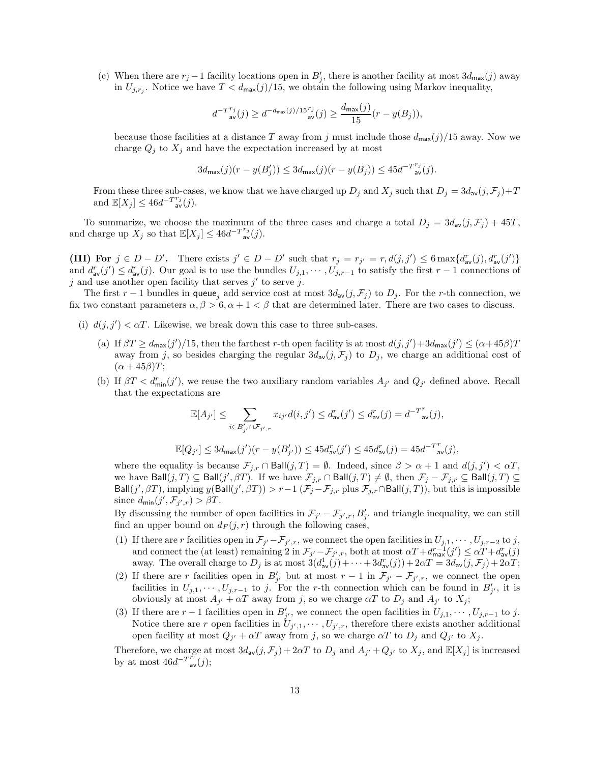(c) When there are $r_j - 1$ facility locations open in $B'_j$, there is another facility at most $3d_{\mathsf{max}}(j)$ away in $U_{j,r_j}$. Notice we have $T < d_{\mathsf{max}}(j)/15$, we obtain the following using Markov inequality,

$$d^{-T^{r_j}}_{\mathsf{av}}(j) \geq d^{-d_{\mathsf{max}}(j)/15^{r_j}}_{\mathsf{av}}(j) \geq \frac{d_{\mathsf{max}}(j)}{15}(r - y(B_j)),$$

because those facilities at a distance $T$ away from $j$ must include those $d_{\mathsf{max}}(j)/15$ away. Now we charge $Q_j$ to $X_j$ and have the expectation increased by at most

$$3d_{\mathsf{max}}(j)(r - y(B'_j)) \leq 3d_{\mathsf{max}}(j)(r - y(B_j)) \leq 45d^{-T^{r_j}}_{\mathsf{av}}(j).$$

From these three sub-cases, we know that we have charged up $D_j$ and $X_j$ such that $D_j = 3d_{\mathsf{av}}(j, \mathcal{F}_j) + T$ and $\mathbb{E}[X_j] \leq 46d^{-T^{r_j}}_{\mathsf{av}}(j)$.

To summarize, we choose the maximum of the three cases and charge a total $D_j = 3d_{\mathsf{av}}(j, \mathcal{F}_j) + 45T$, and charge up $X_j$ so that $\mathbb{E}[X_j] \leq 46d^{-T^{r_j}}_{\mathsf{av}}(j)$.

**(III) For $j \in D - D'$.** There exists $j' \in D - D'$ such that $r_j = r_{j'} = r, d(j, j') \leq 6\max\{d^r_{\mathsf{av}}(j), d^r_{\mathsf{av}}(j')\}$ and $d^r_{\mathsf{av}}(j') \leq d^r_{\mathsf{av}}(j)$. Our goal is to use the bundles $U_{j,1}, \cdots, U_{j,r-1}$ to satisfy the first $r - 1$ connections of $j$ and use another open facility that serves $j'$ to serve $j$.

The first $r - 1$ bundles in $\mathsf{queue}_j$ add service cost at most $3d_{\mathsf{av}}(j, \mathcal{F}_j)$ to $D_j$. For the $r$-th connection, we fix two constant parameters $\alpha, \beta > 6, \alpha + 1 < \beta$ that are determined later. There are two cases to discuss.

(i) $d(j, j') < \alpha T$. Likewise, we break down this case to three sub-cases.

  (a) If $\beta T \geq d_{\mathsf{max}}(j')/15$, then the farthest $r$-th open facility is at most $d(j, j') + 3d_{\mathsf{max}}(j') \leq (\alpha + 45\beta)T$ away from $j$, so besides charging the regular $3d_{\mathsf{av}}(j, \mathcal{F}_j)$ to $D_j$, we charge an additional cost of $(\alpha + 45\beta)T$;

  (b) If $\beta T < d^r_{\mathsf{min}}(j')$, we reuse the two auxiliary random variables $A_{j'}$ and $Q_{j'}$ defined above. Recall that the expectations are

$$\mathbb{E}[A_{j'}] \leq \sum_{i \in B'_{j'} \cap \mathcal{F}_{j',r}} x_{ij'} d(i, j') \leq d^r_{\mathsf{av}}(j') \leq d^r_{\mathsf{av}}(j) = d^{-T^r}_{\mathsf{av}}(j),$$

$$\mathbb{E}[Q_{j'}] \leq 3d_{\mathsf{max}}(j')(r - y(B'_{j'})) \leq 45d^r_{\mathsf{av}}(j') \leq 45d^r_{\mathsf{av}}(j) = 45d^{-T^r}_{\mathsf{av}}(j),$$

  where the equality is because $\mathcal{F}_{j,r} \cap \mathsf{Ball}(j, T) = \emptyset$. Indeed, since $\beta > \alpha + 1$ and $d(j, j') < \alpha T$, we have $\mathsf{Ball}(j, T) \subseteq \mathsf{Ball}(j', \beta T)$. If we have $\mathcal{F}_{j,r} \cap \mathsf{Ball}(j, T) \neq \emptyset$, then $\mathcal{F}_j - \mathcal{F}_{j,r} \subseteq \mathsf{Ball}(j, T) \subseteq \mathsf{Ball}(j', \beta T)$, implying $y(\mathsf{Ball}(j', \beta T)) > r - 1$ ($\mathcal{F}_j - \mathcal{F}_{j,r}$ plus $\mathcal{F}_{j,r} \cap \mathsf{Ball}(j, T)$), but this is impossible since $d_{\mathsf{min}}(j', \mathcal{F}_{j',r}) > \beta T$.

  By discussing the number of open facilities in $\mathcal{F}_{j'} - \mathcal{F}_{j',r}, B'_{j'}$ and triangle inequality, we can still find an upper bound on $d_F(j, r)$ through the following cases,

  (1) If there are $r$ facilities open in $\mathcal{F}_{j'} - \mathcal{F}_{j',r}$, we connect the open facilities in $U_{j,1}, \cdots, U_{j,r-2}$ to $j$, and connect the (at least) remaining 2 in $\mathcal{F}_{j'} - \mathcal{F}_{j',r}$, both at most $\alpha T + d^{r-1}_{\mathsf{max}}(j') \leq \alpha T + d^r_{\mathsf{av}}(j)$ away. The overall charge to $D_j$ is at most $3(d^1_{\mathsf{av}}(j) + \cdots + 3d^r_{\mathsf{av}}(j)) + 2\alpha T = 3d_{\mathsf{av}}(j, \mathcal{F}_j) + 2\alpha T$;

  (2) If there are $r$ facilities open in $B'_{j'}$ but at most $r - 1$ in $\mathcal{F}_{j'} - \mathcal{F}_{j',r}$, we connect the open facilities in $U_{j,1}, \cdots, U_{j,r-1}$ to $j$. For the $r$-th connection which can be found in $B'_{j'}$, it is obviously at most $A_{j'} + \alpha T$ away from $j$, so we charge $\alpha T$ to $D_j$ and $A_{j'}$ to $X_j$;

  (3) If there are $r - 1$ facilities open in $B'_{j'}$, we connect the open facilities in $U_{j,1}, \cdots, U_{j,r-1}$ to $j$. Notice there are $r$ open facilities in $U_{j',1}, \cdots, U_{j',r}$, therefore there exists another additional open facility at most $Q_{j'} + \alpha T$ away from $j$, so we charge $\alpha T$ to $D_j$ and $Q_{j'}$ to $X_j$.

  Therefore, we charge at most $3d_{\mathsf{av}}(j, \mathcal{F}_j) + 2\alpha T$ to $D_j$ and $A_{j'} + Q_{j'}$ to $X_j$, and $\mathbb{E}[X_j]$ is increased by at most $46d^{-T^r}_{\mathsf{av}}(j)$;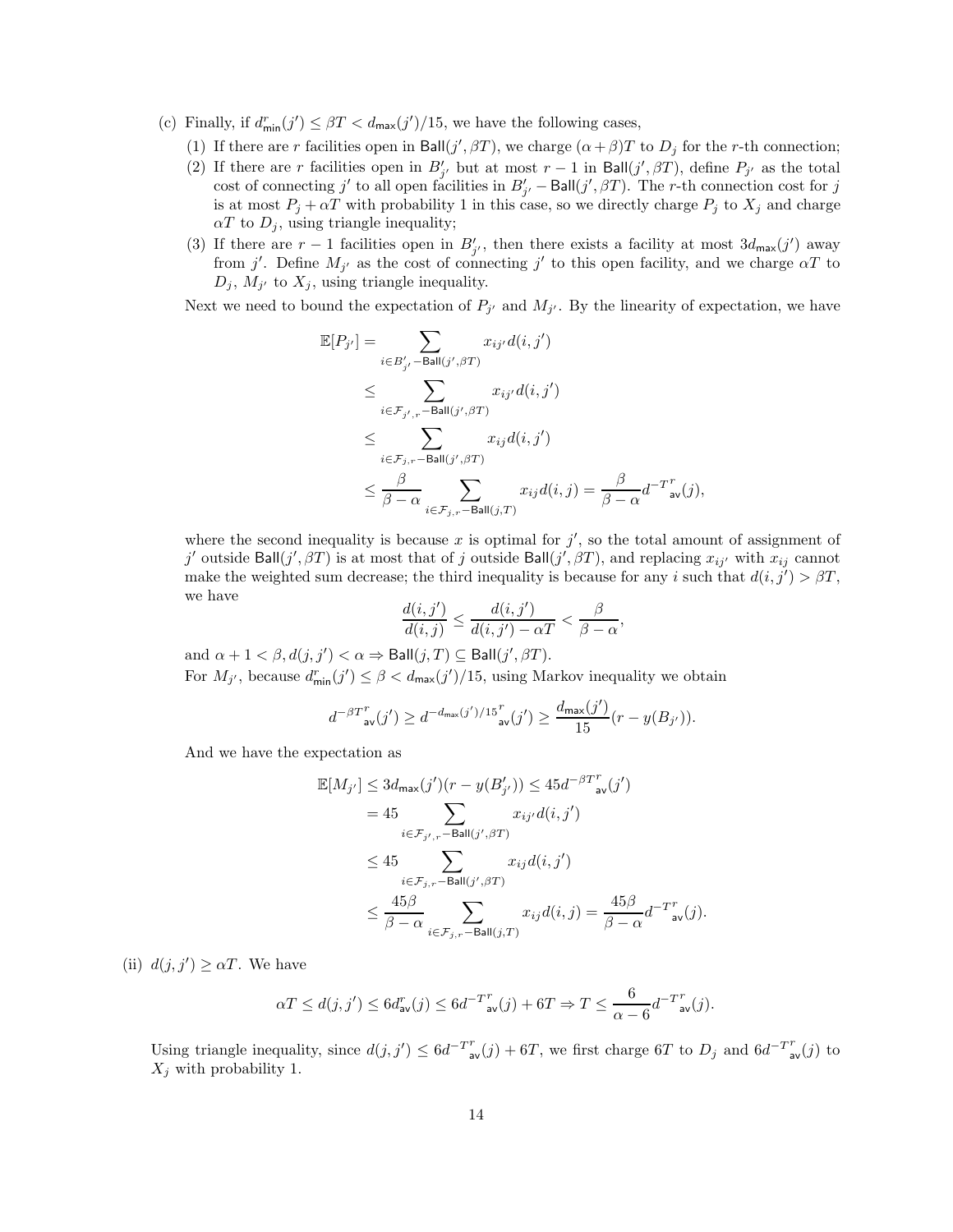(c) Finally, if $d^r_{\mathsf{min}}(j') \le \beta T < d_{\mathsf{max}}(j')/15$, we have the following cases,

   (1) If there are $r$ facilities open in $\mathsf{Ball}(j', \beta T)$, we charge $(\alpha + \beta)T$ to $D_j$ for the $r$-th connection;

   (2) If there are $r$ facilities open in $B'_{j'}$ but at most $r-1$ in $\mathsf{Ball}(j', \beta T)$, define $P_{j'}$ as the total cost of connecting $j'$ to all open facilities in $B'_{j'} - \mathsf{Ball}(j', \beta T)$. The $r$-th connection cost for $j$ is at most $P_j + \alpha T$ with probability 1 in this case, so we directly charge $P_j$ to $X_j$ and charge $\alpha T$ to $D_j$, using triangle inequality;

   (3) If there are $r-1$ facilities open in $B'_{j'}$, then there exists a facility at most $3d_{\mathsf{max}}(j')$ away from $j'$. Define $M_{j'}$ as the cost of connecting $j'$ to this open facility, and we charge $\alpha T$ to $D_j$, $M_{j'}$ to $X_j$, using triangle inequality.

   Next we need to bound the expectation of $P_{j'}$ and $M_{j'}$. By the linearity of expectation, we have

$$
\begin{aligned}
\mathbb{E}[P_{j'}] &= \sum_{i \in B'_{j'} - \mathsf{Ball}(j', \beta T)} x_{ij'} d(i, j') \\
&\le \sum_{i \in \mathcal{F}_{j',r} - \mathsf{Ball}(j', \beta T)} x_{ij'} d(i, j') \\
&\le \sum_{i \in \mathcal{F}_{j,r} - \mathsf{Ball}(j', \beta T)} x_{ij} d(i, j') \\
&\le \frac{\beta}{\beta - \alpha} \sum_{i \in \mathcal{F}_{j,r} - \mathsf{Ball}(j, T)} x_{ij} d(i, j) = \frac{\beta}{\beta - \alpha} d^{-T^r}_{\mathsf{av}}(j),
\end{aligned}
$$

   where the second inequality is because $x$ is optimal for $j'$, so the total amount of assignment of $j'$ outside $\mathsf{Ball}(j', \beta T)$ is at most that of $j$ outside $\mathsf{Ball}(j', \beta T)$, and replacing $x_{ij'}$ with $x_{ij}$ cannot make the weighted sum decrease; the third inequality is because for any $i$ such that $d(i, j') > \beta T$, we have

$$
\frac{d(i, j')}{d(i, j)} \le \frac{d(i, j')}{d(i, j') - \alpha T} < \frac{\beta}{\beta - \alpha},
$$

   and $\alpha + 1 < \beta, d(j, j') < \alpha \Rightarrow \mathsf{Ball}(j, T) \subseteq \mathsf{Ball}(j', \beta T)$.

   For $M_{j'}$, because $d^r_{\mathsf{min}}(j') \le \beta < d_{\mathsf{max}}(j')/15$, using Markov inequality we obtain

$$
d^{-\beta T^r}_{\mathsf{av}}(j') \ge d^{-d_{\mathsf{max}}(j')/15^r}_{\mathsf{av}}(j') \ge \frac{d_{\mathsf{max}}(j')}{15}(r - y(B_{j'})).
$$

   And we have the expectation as

$$
\begin{aligned}
\mathbb{E}[M_{j'}] &\le 3d_{\mathsf{max}}(j')(r - y(B'_{j'})) \le 45 d^{-\beta T^r}_{\mathsf{av}}(j') \\
&= 45 \sum_{i \in \mathcal{F}_{j',r} - \mathsf{Ball}(j', \beta T)} x_{ij'} d(i, j') \\
&\le 45 \sum_{i \in \mathcal{F}_{j,r} - \mathsf{Ball}(j', \beta T)} x_{ij} d(i, j') \\
&\le \frac{45\beta}{\beta - \alpha} \sum_{i \in \mathcal{F}_{j,r} - \mathsf{Ball}(j, T)} x_{ij} d(i, j) = \frac{45\beta}{\beta - \alpha} d^{-T^r}_{\mathsf{av}}(j).
\end{aligned}
$$

(ii) $d(j, j') \ge \alpha T$. We have

$$
\alpha T \le d(j, j') \le 6 d^r_{\mathsf{av}}(j) \le 6 d^{-T^r}_{\mathsf{av}}(j) + 6T \Rightarrow T \le \frac{6}{\alpha - 6} d^{-T^r}_{\mathsf{av}}(j).
$$

Using triangle inequality, since $d(j, j') \le 6 d^{-T^r}_{\mathsf{av}}(j) + 6T$, we first charge $6T$ to $D_j$ and $6 d^{-T^r}_{\mathsf{av}}(j)$ to $X_j$ with probability 1.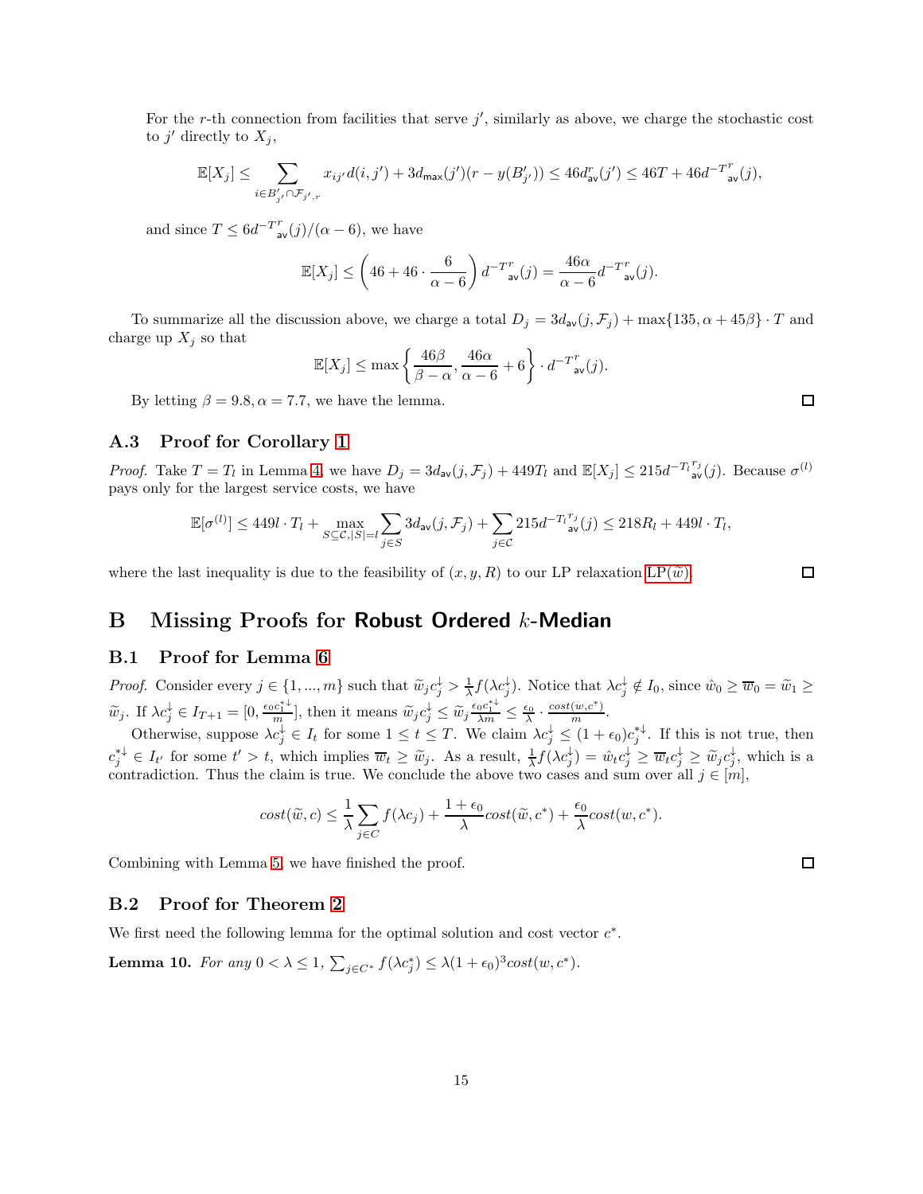For the $r$-th connection from facilities that serve $j'$, similarly as above, we charge the stochastic cost to $j'$ directly to $X_j$,

$$\mathbb{E}[X_j] \leq \sum_{i \in B'_{j'} \cap \mathcal{F}_{j',r}} x_{ij'} d(i,j') + 3 d_{\mathsf{max}}(j')(r - y(B'_{j'})) \leq 46 d^r_{\mathsf{av}}(j') \leq 46T + 46 d^{-T}{}^r_{\mathsf{av}}(j),$$

and since $T \leq 6 d^{-T}{}^r_{\mathsf{av}}(j)/(\alpha - 6)$, we have

$$\mathbb{E}[X_j] \leq \left(46 + 46 \cdot \frac{6}{\alpha - 6}\right) d^{-T}{}^r_{\mathsf{av}}(j) = \frac{46\alpha}{\alpha - 6} d^{-T}{}^r_{\mathsf{av}}(j).$$

To summarize all the discussion above, we charge a total $D_j = 3 d_{\mathsf{av}}(j, \mathcal{F}_j) + \max\{135, \alpha + 45\beta\} \cdot T$ and charge up $X_j$ so that

$$\mathbb{E}[X_j] \leq \max\left\{\frac{46\beta}{\beta - \alpha}, \frac{46\alpha}{\alpha - 6} + 6\right\} \cdot d^{-T}{}^r_{\mathsf{av}}(j).$$

By letting $\beta = 9.8, \alpha = 7.7$, we have the lemma. $\square$

### A.3 Proof for Corollary 1

*Proof.* Take $T = T_l$ in Lemma 4, we have $D_j = 3 d_{\mathsf{av}}(j, \mathcal{F}_j) + 449 T_l$ and $\mathbb{E}[X_j] \leq 215 d^{-T_l}{}^{r_j}_{\mathsf{av}}(j)$. Because $\sigma^{(l)}$ pays only for the largest service costs, we have

$$\mathbb{E}[\sigma^{(l)}] \leq 449 l \cdot T_l + \max_{S \subseteq \mathcal{C}, |S| = l} \sum_{j \in S} 3 d_{\mathsf{av}}(j, \mathcal{F}_j) + \sum_{j \in \mathcal{C}} 215 d^{-T_l}{}^{r_j}_{\mathsf{av}}(j) \leq 218 R_l + 449 l \cdot T_l,$$

where the last inequality is due to the feasibility of $(x, y, R)$ to our LP relaxation LP($\widetilde{w}$). $\square$

## B Missing Proofs for **Robust Ordered** $k$-**Median**

### B.1 Proof for Lemma 6

*Proof.* Consider every $j \in \{1, ..., m\}$ such that $\widetilde{w}_j c^{\downarrow}_j > \frac{1}{\lambda} f(\lambda c^{\downarrow}_j)$. Notice that $\lambda c^{\downarrow}_j \notin I_0$, since $\hat{w}_0 \geq \overline{w}_0 = \widetilde{w}_1 \geq \widetilde{w}_j$. If $\lambda c^{\downarrow}_j \in I_{T+1} = [0, \frac{\epsilon_0 c^{*\downarrow}_1}{m}]$, then it means $\widetilde{w}_j c^{\downarrow}_j \leq \widetilde{w}_j \frac{\epsilon_0 c^{*\downarrow}_1}{\lambda m} \leq \frac{\epsilon_0}{\lambda} \cdot \frac{cost(w, c^*)}{m}$.

Otherwise, suppose $\lambda c^{\downarrow}_j \in I_t$ for some $1 \leq t \leq T$. We claim $\lambda c^{\downarrow}_j \leq (1 + \epsilon_0) c^{*\downarrow}_j$. If this is not true, then $c^{*\downarrow}_j \in I_{t'}$ for some $t' > t$, which implies $\overline{w}_t \geq \widetilde{w}_j$. As a result, $\frac{1}{\lambda} f(\lambda c^{\downarrow}_j) = \hat{w}_t c^{\downarrow}_j \geq \overline{w}_t c^{\downarrow}_j \geq \widetilde{w}_j c^{\downarrow}_j$, which is a contradiction. Thus the claim is true. We conclude the above two cases and sum over all $j \in [m]$,

$$cost(\widetilde{w}, c) \leq \frac{1}{\lambda} \sum_{j \in C} f(\lambda c_j) + \frac{1 + \epsilon_0}{\lambda} cost(\widetilde{w}, c^*) + \frac{\epsilon_0}{\lambda} cost(w, c^*).$$

Combining with Lemma 5, we have finished the proof. $\square$

### B.2 Proof for Theorem 2

We first need the following lemma for the optimal solution and cost vector $c^*$.

**Lemma 10.** *For any* $0 < \lambda \leq 1$, $\sum_{j \in C^*} f(\lambda c^*_j) \leq \lambda (1 + \epsilon_0)^3 cost(w, c^*)$.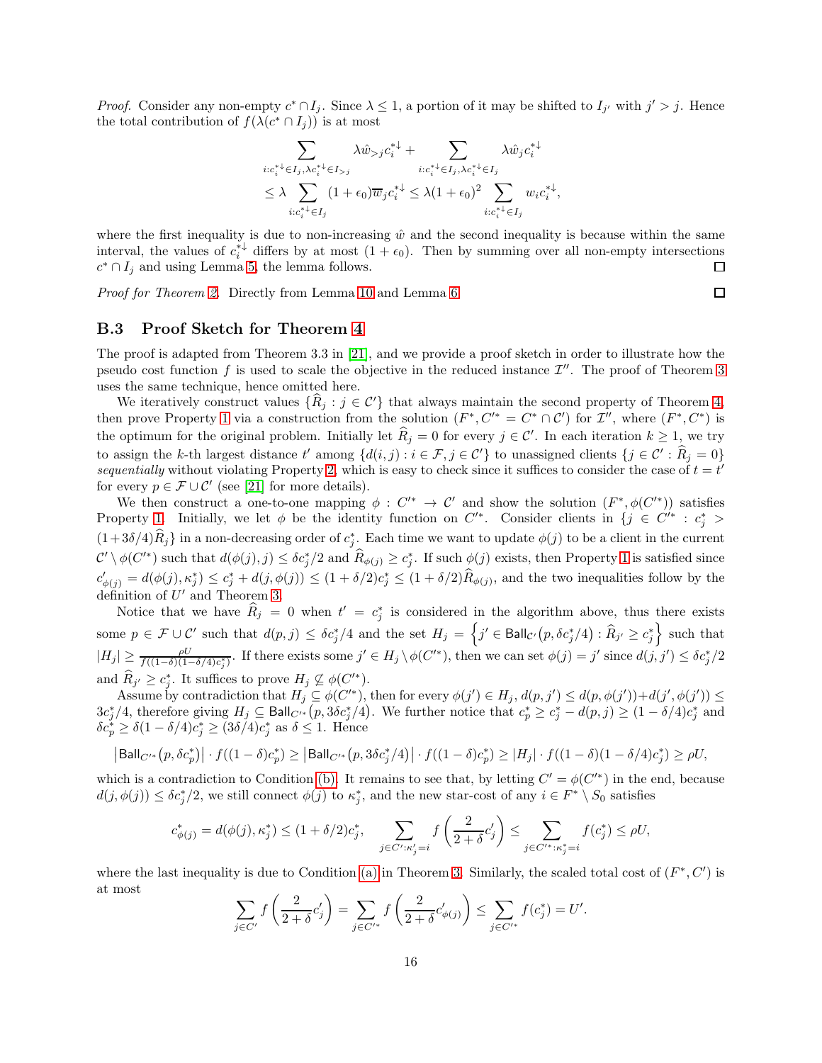*Proof.* Consider any non-empty $c^* \cap I_j$. Since $\lambda \le 1$, a portion of it may be shifted to $I_{j'}$ with $j' > j$. Hence the total contribution of $f(\lambda(c^* \cap I_j))$ is at most

$$\sum_{i:c_i^{*\downarrow}\in I_j, \lambda c_i^{*\downarrow}\in I_{>j}} \lambda \hat{w}_{>j} c_i^{*\downarrow} + \sum_{i:c_i^{*\downarrow}\in I_j, \lambda c_i^{*\downarrow}\in I_j} \lambda \hat{w}_j c_i^{*\downarrow}$$
$$\le \lambda \sum_{i:c_i^{*\downarrow}\in I_j} (1+\epsilon_0)\overline{w}_j c_i^{*\downarrow} \le \lambda(1+\epsilon_0)^2 \sum_{i:c_i^{*\downarrow}\in I_j} w_i c_i^{*\downarrow},$$

where the first inequality is due to non-increasing $\hat{w}$ and the second inequality is because within the same interval, the values of $c_i^{*\downarrow}$ differs by at most $(1+\epsilon_0)$. Then by summing over all non-empty intersections $c^* \cap I_j$ and using Lemma 5, the lemma follows. $\square$

*Proof for Theorem 2.* Directly from Lemma 10 and Lemma 6. $\square$

### B.3 Proof Sketch for Theorem 4

The proof is adapted from Theorem 3.3 in [21], and we provide a proof sketch in order to illustrate how the pseudo cost function $f$ is used to scale the objective in the reduced instance $\mathcal{I}''$. The proof of Theorem 3 uses the same technique, hence omitted here.

We iteratively construct values $\{\widehat{R}_j : j \in \mathcal{C}'\}$ that always maintain the second property of Theorem 4, then prove Property 1 via a construction from the solution $(F^*, C'^* = C^* \cap \mathcal{C}')$ for $\mathcal{I}''$, where $(F^*, C^*)$ is the optimum for the original problem. Initially let $\widehat{R}_j = 0$ for every $j \in \mathcal{C}'$. In each iteration $k \ge 1$, we try to assign the $k$-th largest distance $t'$ among $\{d(i,j) : i \in \mathcal{F}, j \in \mathcal{C}'\}$ to unassigned clients $\{j \in \mathcal{C}' : \widehat{R}_j = 0\}$ *sequentially* without violating Property 2, which is easy to check since it suffices to consider the case of $t = t'$ for every $p \in \mathcal{F} \cup \mathcal{C}'$ (see [21] for more details).

We then construct a one-to-one mapping $\phi : C'^* \to \mathcal{C}'$ and show the solution $(F^*, \phi(C'^*))$ satisfies Property 1. Initially, we let $\phi$ be the identity function on $C'^*$. Consider clients in $\{j \in C'^* : c_j^* > (1+3\delta/4)\widehat{R}_j\}$ in a non-decreasing order of $c_j^*$. Each time we want to update $\phi(j)$ to be a client in the current $\mathcal{C}' \setminus \phi(C'^*)$ such that $d(\phi(j), j) \le \delta c_j^*/2$ and $\widehat{R}_{\phi(j)} \ge c_j^*$. If such $\phi(j)$ exists, then Property 1 is satisfied since $c'_{\phi(j)} = d(\phi(j), \kappa_j^*) \le c_j^* + d(j, \phi(j)) \le (1+\delta/2)c_j^* \le (1+\delta/2)\widehat{R}_{\phi(j)}$, and the two inequalities follow by the definition of $U'$ and Theorem 3.

Notice that we have $\widehat{R}_j = 0$ when $t' = c_j^*$ is considered in the algorithm above, thus there exists some $p \in \mathcal{F} \cup \mathcal{C}'$ such that $d(p,j) \le \delta c_j^*/4$ and the set $H_j = \left\{j' \in \mathsf{Ball}_{\mathcal{C}'}(p, \delta c_j^*/4) : \widehat{R}_{j'} \ge c_j^*\right\}$ such that $|H_j| \ge \frac{\rho U}{f((1-\delta)(1-\delta/4)c_j^*)}$. If there exists some $j' \in H_j \setminus \phi(C'^*)$, then we can set $\phi(j) = j'$ since $d(j,j') \le \delta c_j^*/2$ and $\widehat{R}_{j'} \ge c_j^*$. It suffices to prove $H_j \not\subseteq \phi(C'^*)$.

Assume by contradiction that $H_j \subseteq \phi(C'^*)$, then for every $\phi(j') \in H_j$, $d(p, j') \le d(p, \phi(j')) + d(j', \phi(j')) \le 3c_j^*/4$, therefore giving $H_j \subseteq \mathsf{Ball}_{C'^*}(p, 3\delta c_j^*/4)$. We further notice that $c_p^* \ge c_j^* - d(p,j) \ge (1-\delta/4)c_j^*$ and $\delta c_p^* \ge \delta(1-\delta/4)c_j^* \ge (3\delta/4)c_j^*$ as $\delta \le 1$. Hence

$$\left|\mathsf{Ball}_{C'^*}(p, \delta c_p^*)\right| \cdot f((1-\delta)c_p^*) \ge \left|\mathsf{Ball}_{C'^*}(p, 3\delta c_j^*/4)\right| \cdot f((1-\delta)c_p^*) \ge |H_j| \cdot f((1-\delta)(1-\delta/4)c_j^*) \ge \rho U,$$

which is a contradiction to Condition (b). It remains to see that, by letting $C' = \phi(C'^*)$ in the end, because $d(j, \phi(j)) \le \delta c_j^*/2$, we still connect $\phi(j)$ to $\kappa_j^*$, and the new star-cost of any $i \in F^* \setminus S_0$ satisfies

$$c_{\phi(j)}^* = d(\phi(j), \kappa_j^*) \le (1+\delta/2)c_j^*, \qquad \sum_{j\in C':\kappa'_j = i} f\left(\frac{2}{2+\delta}c'_j\right) \le \sum_{j\in C'^*:\kappa_j^* = i} f(c_j^*) \le \rho U,$$

where the last inequality is due to Condition (a) in Theorem 3. Similarly, the scaled total cost of $(F^*, C')$ is at most

$$\sum_{j\in C'} f\left(\frac{2}{2+\delta}c'_j\right) = \sum_{j\in C'^*} f\left(\frac{2}{2+\delta}c'_{\phi(j)}\right) \le \sum_{j\in C'^*} f(c_j^*) = U'.$$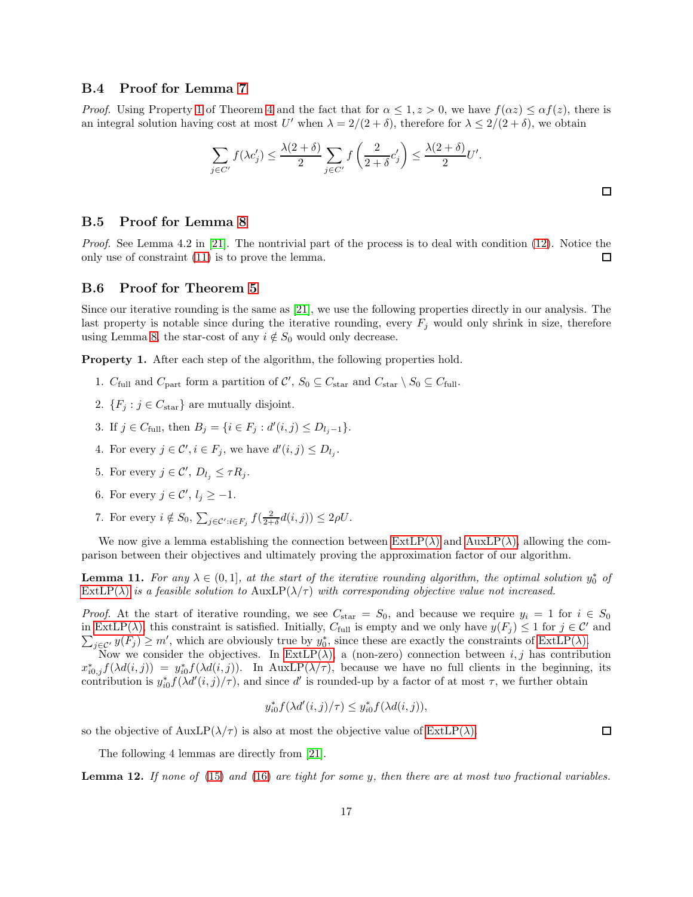### B.4 Proof for Lemma 7

*Proof.* Using Property 1 of Theorem 4 and the fact that for $\alpha \le 1, z > 0$, we have $f(\alpha z) \le \alpha f(z)$, there is an integral solution having cost at most $U'$ when $\lambda = 2/(2+\delta)$, therefore for $\lambda \le 2/(2+\delta)$, we obtain

$$\sum_{j \in C'} f(\lambda c'_j) \le \frac{\lambda(2+\delta)}{2} \sum_{j \in C'} f\left(\frac{2}{2+\delta} c'_j\right) \le \frac{\lambda(2+\delta)}{2} U'.$$

□

### B.5 Proof for Lemma 8

*Proof.* See Lemma 4.2 in [21]. The nontrivial part of the process is to deal with condition (12). Notice the only use of constraint (11) is to prove the lemma. □

### B.6 Proof for Theorem 5

Since our iterative rounding is the same as [21], we use the following properties directly in our analysis. The last property is notable since during the iterative rounding, every $F_j$ would only shrink in size, therefore using Lemma 8, the star-cost of any $i \notin S_0$ would only decrease.

**Property 1.** After each step of the algorithm, the following properties hold.

1. $C_{\text{full}}$ and $C_{\text{part}}$ form a partition of $\mathcal{C}'$, $S_0 \subseteq C_{\text{star}}$ and $C_{\text{star}} \setminus S_0 \subseteq C_{\text{full}}$.
2. $\{F_j : j \in C_{\text{star}}\}$ are mutually disjoint.
3. If $j \in C_{\text{full}}$, then $B_j = \{i \in F_j : d'(i,j) \le D_{l_j - 1}\}$.
4. For every $j \in \mathcal{C}', i \in F_j$, we have $d'(i,j) \le D_{l_j}$.
5. For every $j \in \mathcal{C}'$, $D_{l_j} \le \tau R_j$.
6. For every $j \in \mathcal{C}'$, $l_j \ge -1$.
7. For every $i \notin S_0$, $\sum_{j \in \mathcal{C}' : i \in F_j} f(\frac{2}{2+\delta} d(i,j)) \le 2\rho U$.

We now give a lemma establishing the connection between ExtLP($\lambda$) and AuxLP($\lambda$), allowing the comparison between their objectives and ultimately proving the approximation factor of our algorithm.

**Lemma 11.** *For any $\lambda \in (0,1]$, at the start of the iterative rounding algorithm, the optimal solution $y_0^*$ of ExtLP($\lambda$) is a feasible solution to AuxLP($\lambda/\tau$) with corresponding objective value not increased.*

*Proof.* At the start of iterative rounding, we see $C_{\text{star}} = S_0$, and because we require $y_i = 1$ for $i \in S_0$ in ExtLP($\lambda$), this constraint is satisfied. Initially, $C_{\text{full}}$ is empty and we only have $y(F_j) \le 1$ for $j \in \mathcal{C}'$ and $\sum_{j \in \mathcal{C}'} y(F_j) \ge m'$, which are obviously true by $y_0^*$, since these are exactly the constraints of ExtLP($\lambda$).

Now we consider the objectives. In ExtLP($\lambda$), a (non-zero) connection between $i,j$ has contribution $x^*_{i0,j} f(\lambda d(i,j)) = y^*_{i0} f(\lambda d(i,j))$. In AuxLP($\lambda/\tau$), because we have no full clients in the beginning, its contribution is $y^*_{i0} f(\lambda d'(i,j)/\tau)$, and since $d'$ is rounded-up by a factor of at most $\tau$, we further obtain

$$y^*_{i0} f(\lambda d'(i,j)/\tau) \le y^*_{i0} f(\lambda d(i,j)),$$

so the objective of AuxLP($\lambda/\tau$) is also at most the objective value of ExtLP($\lambda$). □

The following 4 lemmas are directly from [21].

**Lemma 12.** *If none of (15) and (16) are tight for some $y$, then there are at most two fractional variables.*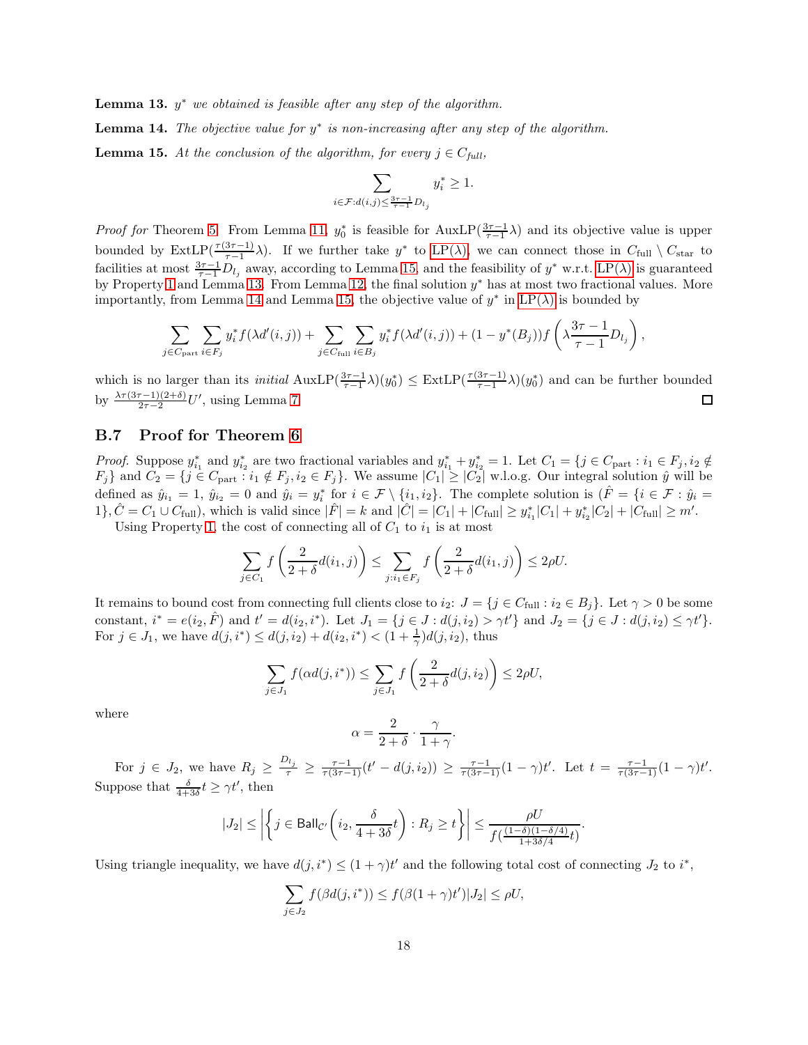**Lemma 13.** *$y^*$ we obtained is feasible after any step of the algorithm.*

**Lemma 14.** *The objective value for $y^*$ is non-increasing after any step of the algorithm.*

**Lemma 15.** *At the conclusion of the algorithm, for every $j \in C_{full}$,*

$$\sum_{i \in \mathcal{F}: d(i,j) \le \frac{3\tau-1}{\tau-1} D_{l_j}} y_i^* \ge 1.$$

*Proof for* Theorem 5. From Lemma 11, $y_0^*$ is feasible for $\text{AuxLP}(\frac{3\tau-1}{\tau-1}\lambda)$ and its objective value is upper bounded by $\text{ExtLP}(\frac{\tau(3\tau-1)}{\tau-1}\lambda)$. If we further take $y^*$ to LP($\lambda$), we can connect those in $C_{\text{full}} \setminus C_{\text{star}}$ to facilities at most $\frac{3\tau-1}{\tau-1} D_{l_j}$ away, according to Lemma 15, and the feasibility of $y^*$ w.r.t. LP($\lambda$) is guaranteed by Property 1 and Lemma 13. From Lemma 12, the final solution $y^*$ has at most two fractional values. More importantly, from Lemma 14 and Lemma 15, the objective value of $y^*$ in LP($\lambda$) is bounded by

$$\sum_{j \in C_{\text{part}}} \sum_{i \in F_j} y_i^* f(\lambda d'(i,j)) + \sum_{j \in C_{\text{full}}} \sum_{i \in B_j} y_i^* f(\lambda d'(i,j)) + (1 - y^*(B_j)) f\left(\lambda \frac{3\tau-1}{\tau-1} D_{l_j}\right),$$

which is no larger than its *initial* $\text{AuxLP}(\frac{3\tau-1}{\tau-1}\lambda)(y_0^*) \le \text{ExtLP}(\frac{\tau(3\tau-1)}{\tau-1}\lambda)(y_0^*)$ and can be further bounded by $\frac{\lambda\tau(3\tau-1)(2+\delta)}{2\tau-2} U'$, using Lemma 7. ☐

## B.7 Proof for Theorem 6

*Proof.* Suppose $y_{i_1}^*$ and $y_{i_2}^*$ are two fractional variables and $y_{i_1}^* + y_{i_2}^* = 1$. Let $C_1 = \{j \in C_{\text{part}} : i_1 \in F_j, i_2 \notin F_j\}$ and $C_2 = \{j \in C_{\text{part}} : i_1 \notin F_j, i_2 \in F_j\}$. We assume $|C_1| \ge |C_2|$ w.l.o.g. Our integral solution $\hat{y}$ will be defined as $\hat{y}_{i_1} = 1$, $\hat{y}_{i_2} = 0$ and $\hat{y}_i = y_i^*$ for $i \in \mathcal{F} \setminus \{i_1, i_2\}$. The complete solution is $(\hat{F} = \{i \in \mathcal{F} : \hat{y}_i = 1\}, \hat{C} = C_1 \cup C_{\text{full}})$, which is valid since $|\hat{F}| = k$ and $|\hat{C}| = |C_1| + |C_{\text{full}}| \ge y_{i_1}^* |C_1| + y_{i_2}^* |C_2| + |C_{\text{full}}| \ge m'$.

Using Property 1, the cost of connecting all of $C_1$ to $i_1$ is at most

$$\sum_{j \in C_1} f\left(\frac{2}{2+\delta} d(i_1, j)\right) \le \sum_{j : i_1 \in F_j} f\left(\frac{2}{2+\delta} d(i_1, j)\right) \le 2\rho U.$$

It remains to bound cost from connecting full clients close to $i_2$: $J = \{j \in C_{\text{full}} : i_2 \in B_j\}$. Let $\gamma > 0$ be some constant, $i^* = e(i_2, \hat{F})$ and $t' = d(i_2, i^*)$. Let $J_1 = \{j \in J : d(j, i_2) > \gamma t'\}$ and $J_2 = \{j \in J : d(j, i_2) \le \gamma t'\}$. For $j \in J_1$, we have $d(j, i^*) \le d(j, i_2) + d(i_2, i^*) < (1 + \frac{1}{\gamma}) d(j, i_2)$, thus

$$\sum_{j \in J_1} f(\alpha d(j, i^*)) \le \sum_{j \in J_1} f\left(\frac{2}{2+\delta} d(j, i_2)\right) \le 2\rho U,$$

where

$$\alpha = \frac{2}{2+\delta} \cdot \frac{\gamma}{1+\gamma}.$$

For $j \in J_2$, we have $R_j \ge \frac{D_{l_j}}{\tau} \ge \frac{\tau-1}{\tau(3\tau-1)}(t' - d(j, i_2)) \ge \frac{\tau-1}{\tau(3\tau-1)}(1-\gamma)t'$. Let $t = \frac{\tau-1}{\tau(3\tau-1)}(1-\gamma)t'$. Suppose that $\frac{\delta}{4+3\delta} t \ge \gamma t'$, then

$$|J_2| \le \left| \left\{ j \in \mathsf{Ball}_{\mathcal{C}'}\left(i_2, \frac{\delta}{4+3\delta} t\right) : R_j \ge t \right\} \right| \le \frac{\rho U}{f(\frac{(1-\delta)(1-\delta/4)}{1+3\delta/4} t)}.$$

Using triangle inequality, we have $d(j, i^*) \le (1+\gamma)t'$ and the following total cost of connecting $J_2$ to $i^*$,

$$\sum_{j \in J_2} f(\beta d(j, i^*)) \le f(\beta(1+\gamma)t')|J_2| \le \rho U,$$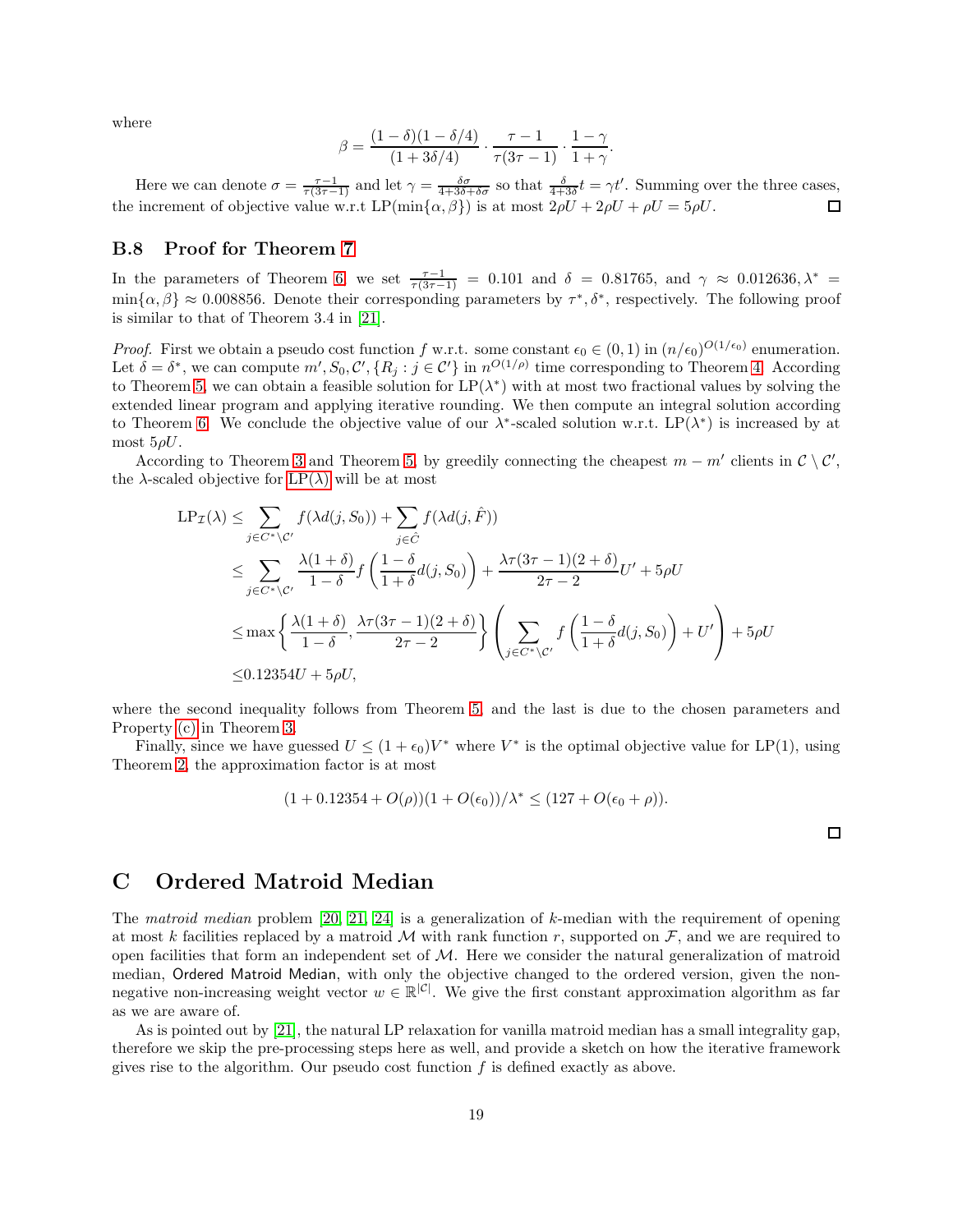where

$$\beta = \frac{(1-\delta)(1-\delta/4)}{(1+3\delta/4)} \cdot \frac{\tau-1}{\tau(3\tau-1)} \cdot \frac{1-\gamma}{1+\gamma}.$$

Here we can denote $\sigma = \frac{\tau-1}{\tau(3\tau-1)}$ and let $\gamma = \frac{\delta\sigma}{4+3\delta+\delta\sigma}$ so that $\frac{\delta}{4+3\delta}t = \gamma t'$. Summing over the three cases, the increment of objective value w.r.t LP($\min\{\alpha,\beta\}$) is at most $2\rho U + 2\rho U + \rho U = 5\rho U$. $\square$

### B.8 Proof for Theorem 7

In the parameters of Theorem 6, we set $\frac{\tau-1}{\tau(3\tau-1)} = 0.101$ and $\delta = 0.81765$, and $\gamma \approx 0.012636, \lambda^* = \min\{\alpha,\beta\} \approx 0.008856$. Denote their corresponding parameters by $\tau^*, \delta^*$, respectively. The following proof is similar to that of Theorem 3.4 in [21].

*Proof.* First we obtain a pseudo cost function $f$ w.r.t. some constant $\epsilon_0 \in (0,1)$ in $(n/\epsilon_0)^{O(1/\epsilon_0)}$ enumeration. Let $\delta = \delta^*$, we can compute $m', S_0, \mathcal{C}', \{R_j : j \in \mathcal{C}'\}$ in $n^{O(1/\rho)}$ time corresponding to Theorem 4. According to Theorem 5, we can obtain a feasible solution for LP($\lambda^*$) with at most two fractional values by solving the extended linear program and applying iterative rounding. We then compute an integral solution according to Theorem 6. We conclude the objective value of our $\lambda^*$-scaled solution w.r.t. LP($\lambda^*$) is increased by at most $5\rho U$.

According to Theorem 3 and Theorem 5, by greedily connecting the cheapest $m - m'$ clients in $\mathcal{C} \setminus \mathcal{C}'$, the $\lambda$-scaled objective for LP($\lambda$) will be at most

$$\begin{aligned}
\mathrm{LP}_{\mathcal{I}}(\lambda) \leq& \sum_{j \in C^* \setminus \mathcal{C}'} f(\lambda d(j, S_0)) + \sum_{j \in \hat{C}} f(\lambda d(j, \hat{F})) \\
\leq& \sum_{j \in C^* \setminus \mathcal{C}'} \frac{\lambda(1+\delta)}{1-\delta} f\left(\frac{1-\delta}{1+\delta} d(j, S_0)\right) + \frac{\lambda\tau(3\tau-1)(2+\delta)}{2\tau-2} U' + 5\rho U \\
\leq& \max\left\{\frac{\lambda(1+\delta)}{1-\delta}, \frac{\lambda\tau(3\tau-1)(2+\delta)}{2\tau-2}\right\} \left(\sum_{j \in C^* \setminus \mathcal{C}'} f\left(\frac{1-\delta}{1+\delta} d(j, S_0)\right) + U'\right) + 5\rho U \\
\leq& 0.12354U + 5\rho U,
\end{aligned}$$

where the second inequality follows from Theorem 5, and the last is due to the chosen parameters and Property (c) in Theorem 3.

Finally, since we have guessed $U \leq (1+\epsilon_0)V^*$ where $V^*$ is the optimal objective value for LP(1), using Theorem 2, the approximation factor is at most

$$(1 + 0.12354 + O(\rho))(1 + O(\epsilon_0))/\lambda^* \leq (127 + O(\epsilon_0 + \rho)).$$

$\square$

## C Ordered Matroid Median

The *matroid median* problem [20, 21, 24] is a generalization of $k$-median with the requirement of opening at most $k$ facilities replaced by a matroid $\mathcal{M}$ with rank function $r$, supported on $\mathcal{F}$, and we are required to open facilities that form an independent set of $\mathcal{M}$. Here we consider the natural generalization of matroid median, Ordered Matroid Median, with only the objective changed to the ordered version, given the non-negative non-increasing weight vector $w \in \mathbb{R}^{|\mathcal{C}|}$. We give the first constant approximation algorithm as far as we are aware of.

As is pointed out by [21], the natural LP relaxation for vanilla matroid median has a small integrality gap, therefore we skip the pre-processing steps here as well, and provide a sketch on how the iterative framework gives rise to the algorithm. Our pseudo cost function $f$ is defined exactly as above.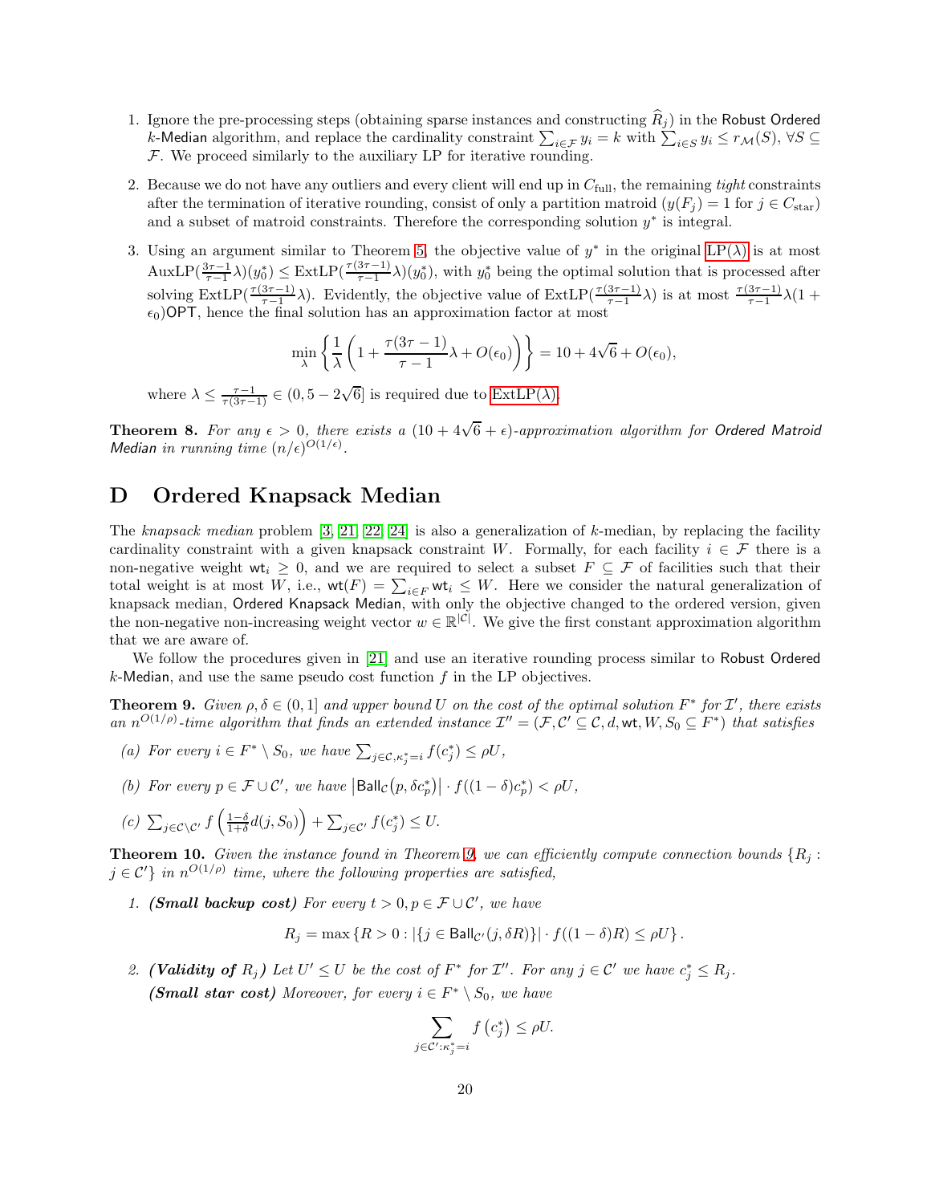1. Ignore the pre-processing steps (obtaining sparse instances and constructing $\widehat{R}_j$) in the Robust Ordered $k$-Median algorithm, and replace the cardinality constraint $\sum_{i\in\mathcal{F}} y_i = k$ with $\sum_{i\in S} y_i \le r_{\mathcal{M}}(S)$, $\forall S \subseteq \mathcal{F}$. We proceed similarly to the auxiliary LP for iterative rounding.

2. Because we do not have any outliers and every client will end up in $C_{\text{full}}$, the remaining *tight* constraints after the termination of iterative rounding, consist of only a partition matroid ($y(F_j) = 1$ for $j \in C_{\text{star}}$) and a subset of matroid constraints. Therefore the corresponding solution $y^*$ is integral.

3. Using an argument similar to Theorem 5, the objective value of $y^*$ in the original LP($\lambda$) is at most $\text{AuxLP}(\frac{3\tau-1}{\tau-1}\lambda)(y_0^*) \le \text{ExtLP}(\frac{\tau(3\tau-1)}{\tau-1}\lambda)(y_0^*)$, with $y_0^*$ being the optimal solution that is processed after solving $\text{ExtLP}(\frac{\tau(3\tau-1)}{\tau-1}\lambda)$. Evidently, the objective value of $\text{ExtLP}(\frac{\tau(3\tau-1)}{\tau-1}\lambda)$ is at most $\frac{\tau(3\tau-1)}{\tau-1}\lambda(1+\epsilon_0)\mathsf{OPT}$, hence the final solution has an approximation factor at most

$$\min_{\lambda}\left\{\frac{1}{\lambda}\left(1+\frac{\tau(3\tau-1)}{\tau-1}\lambda+O(\epsilon_0)\right)\right\} = 10+4\sqrt{6}+O(\epsilon_0),$$

where $\lambda \le \frac{\tau-1}{\tau(3\tau-1)} \in (0, 5-2\sqrt{6}]$ is required due to ExtLP($\lambda$).

**Theorem 8.** *For any $\epsilon > 0$, there exists a $(10+4\sqrt{6}+\epsilon)$-approximation algorithm for Ordered Matroid Median in running time $(n/\epsilon)^{O(1/\epsilon)}$.*

# D Ordered Knapsack Median

The *knapsack median* problem [3, 21, 22, 24] is also a generalization of $k$-median, by replacing the facility cardinality constraint with a given knapsack constraint $W$. Formally, for each facility $i \in \mathcal{F}$ there is a non-negative weight $\mathsf{wt}_i \ge 0$, and we are required to select a subset $F \subseteq \mathcal{F}$ of facilities such that their total weight is at most $W$, i.e., $\mathsf{wt}(F) = \sum_{i\in F}\mathsf{wt}_i \le W$. Here we consider the natural generalization of knapsack median, Ordered Knapsack Median, with only the objective changed to the ordered version, given the non-negative non-increasing weight vector $w \in \mathbb{R}^{|\mathcal{C}|}$. We give the first constant approximation algorithm that we are aware of.

We follow the procedures given in [21] and use an iterative rounding process similar to Robust Ordered $k$-Median, and use the same pseudo cost function $f$ in the LP objectives.

**Theorem 9.** *Given $\rho, \delta \in (0, 1]$ and upper bound $U$ on the cost of the optimal solution $F^*$ for $\mathcal{I}'$, there exists an $n^{O(1/\rho)}$-time algorithm that finds an extended instance $\mathcal{I}'' = (\mathcal{F}, \mathcal{C}' \subseteq \mathcal{C}, d, \mathsf{wt}, W, S_0 \subseteq F^*)$ that satisfies*

*(a) For every $i \in F^* \setminus S_0$, we have $\sum_{j\in\mathcal{C},\kappa_j^*=i} f(c_j^*) \le \rho U$,*

*(b) For every $p \in \mathcal{F}\cup\mathcal{C}'$, we have $\left|\mathsf{Ball}_{\mathcal{C}}(p, \delta c_p^*)\right| \cdot f((1-\delta)c_p^*) < \rho U$,*

*(c) $\sum_{j\in\mathcal{C}\setminus\mathcal{C}'} f\left(\frac{1-\delta}{1+\delta}d(j, S_0)\right) + \sum_{j\in\mathcal{C}'} f(c_j^*) \le U$.*

**Theorem 10.** *Given the instance found in Theorem 9, we can efficiently compute connection bounds $\{R_j : j \in \mathcal{C}'\}$ in $n^{O(1/\rho)}$ time, where the following properties are satisfied,*

1. ***(Small backup cost)*** *For every $t > 0, p \in \mathcal{F}\cup\mathcal{C}'$, we have*

$$R_j = \max\left\{R > 0 : |\{j \in \mathsf{Ball}_{\mathcal{C}'}(j, \delta R)\}| \cdot f((1-\delta)R) \le \rho U\right\}.$$

2. ***(Validity of $R_j$)*** *Let $U' \le U$ be the cost of $F^*$ for $\mathcal{I}''$. For any $j \in \mathcal{C}'$ we have $c_j^* \le R_j$.*
   ***(Small star cost)*** *Moreover, for every $i \in F^* \setminus S_0$, we have*

$$\sum_{j\in\mathcal{C}':\kappa_j^*=i} f\left(c_j^*\right) \le \rho U.$$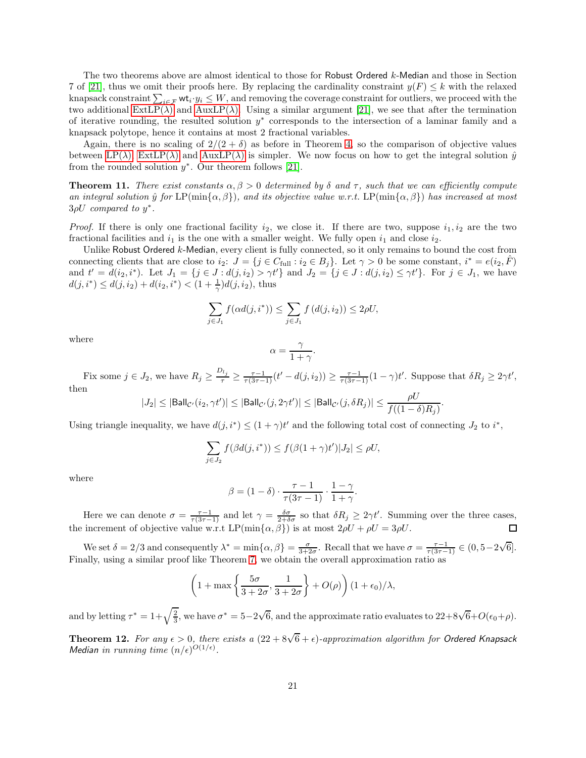The two theorems above are almost identical to those for Robust Ordered $k$-Median and those in Section 7 of [21], thus we omit their proofs here. By replacing the cardinality constraint $y(F) \le k$ with the relaxed knapsack constraint $\sum_{i \in \mathcal{F}} \mathsf{wt}_i \cdot y_i \le W$, and removing the coverage constraint for outliers, we proceed with the two additional ExtLP($\lambda$) and AuxLP($\lambda$). Using a similar argument [21], we see that after the termination of iterative rounding, the resulted solution $y^*$ corresponds to the intersection of a laminar family and a knapsack polytope, hence it contains at most 2 fractional variables.

Again, there is no scaling of $2/(2+\delta)$ as before in Theorem 4, so the comparison of objective values between LP($\lambda$), ExtLP($\lambda$) and AuxLP($\lambda$) is simpler. We now focus on how to get the integral solution $\hat{y}$ from the rounded solution $y^*$. Our theorem follows [21].

**Theorem 11.** *There exist constants $\alpha, \beta > 0$ determined by $\delta$ and $\tau$, such that we can efficiently compute an integral solution $\hat{y}$ for* LP($\min\{\alpha, \beta\}$)*, and its objective value w.r.t.* LP($\min\{\alpha,\beta\}$) *has increased at most $3\rho U$ compared to $y^*$.*

*Proof.* If there is only one fractional facility $i_2$, we close it. If there are two, suppose $i_1, i_2$ are the two fractional facilities and $i_1$ is the one with a smaller weight. We fully open $i_1$ and close $i_2$.

Unlike Robust Ordered $k$-Median, every client is fully connected, so it only remains to bound the cost from connecting clients that are close to $i_2$: $J = \{j \in C_{\text{full}} : i_2 \in B_j\}$. Let $\gamma > 0$ be some constant, $i^* = e(i_2, \hat{F})$ and $t' = d(i_2, i^*)$. Let $J_1 = \{j \in J : d(j, i_2) > \gamma t'\}$ and $J_2 = \{j \in J : d(j, i_2) \le \gamma t'\}$. For $j \in J_1$, we have $d(j, i^*) \le d(j, i_2) + d(i_2, i^*) < (1 + \frac{1}{\gamma}) d(j, i_2)$, thus

$$\sum_{j \in J_1} f(\alpha d(j, i^*)) \le \sum_{j \in J_1} f\left(d(j, i_2)\right) \le 2\rho U,$$

where

$$\alpha = \frac{\gamma}{1+\gamma}.$$

Fix some $j \in J_2$, we have $R_j \ge \frac{D_{l_j}}{\tau} \ge \frac{\tau-1}{\tau(3\tau-1)}(t' - d(j,i_2)) \ge \frac{\tau-1}{\tau(3\tau-1)}(1-\gamma)t'$. Suppose that $\delta R_j \ge 2\gamma t'$, then

$$|J_2| \le |\mathsf{Ball}_{\mathcal{C}'}(i_2, \gamma t')| \le |\mathsf{Ball}_{\mathcal{C}'}(j, 2\gamma t')| \le |\mathsf{Ball}_{\mathcal{C}'}(j, \delta R_j)| \le \frac{\rho U}{f((1-\delta)R_j)}.$$

Using triangle inequality, we have $d(j, i^*) \le (1+\gamma)t'$ and the following total cost of connecting $J_2$ to $i^*$,

$$\sum_{j \in J_2} f(\beta d(j, i^*)) \le f(\beta(1+\gamma)t')|J_2| \le \rho U,$$

where

$$\beta = (1-\delta) \cdot \frac{\tau - 1}{\tau(3\tau-1)} \cdot \frac{1-\gamma}{1+\gamma}.$$

Here we can denote $\sigma = \frac{\tau-1}{\tau(3\tau-1)}$ and let $\gamma = \frac{\delta\sigma}{2+\delta\sigma}$ so that $\delta R_j \ge 2\gamma t'$. Summing over the three cases, the increment of objective value w.r.t LP($\min\{\alpha,\beta\}$) is at most $2\rho U + \rho U = 3\rho U$. ∎

We set $\delta = 2/3$ and consequently $\lambda^* = \min\{\alpha, \beta\} = \frac{\sigma}{3+2\sigma}$. Recall that we have $\sigma = \frac{\tau-1}{\tau(3\tau-1)} \in (0, 5-2\sqrt{6}]$. Finally, using a similar proof like Theorem 7, we obtain the overall approximation ratio as

$$\left(1 + \max\left\{\frac{5\sigma}{3+2\sigma}, \frac{1}{3+2\sigma}\right\} + O(\rho)\right)(1+\epsilon_0)/\lambda,$$

and by letting $\tau^* = 1 + \sqrt{\frac{2}{3}}$, we have $\sigma^* = 5 - 2\sqrt{6}$, and the approximate ratio evaluates to $22 + 8\sqrt{6} + O(\epsilon_0 + \rho)$.

**Theorem 12.** *For any $\epsilon > 0$, there exists a $(22 + 8\sqrt{6} + \epsilon)$-approximation algorithm for Ordered Knapsack Median in running time $(n/\epsilon)^{O(1/\epsilon)}$.*